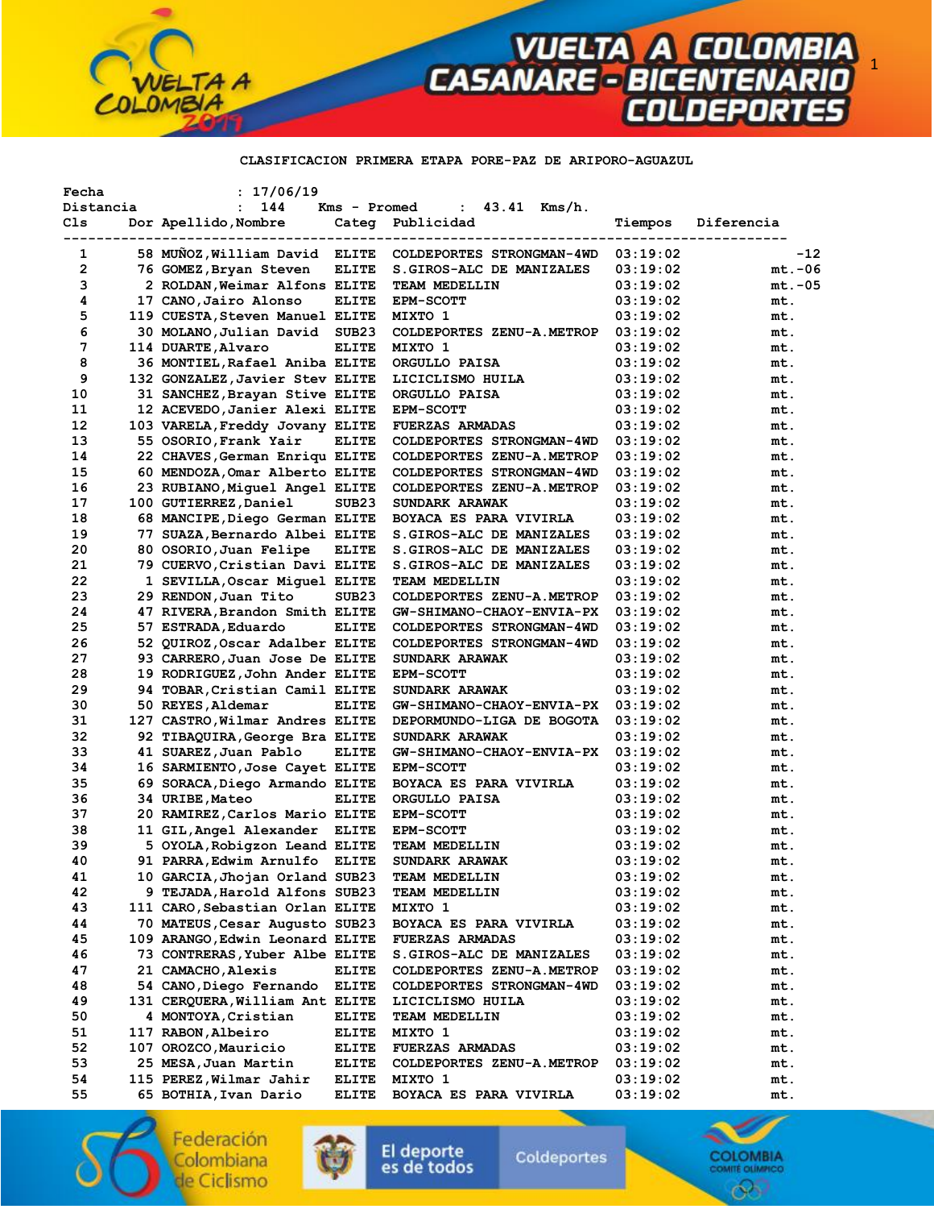## CLASIFICACION PRIMERA ETAPA PORE-PAZ DE ARIPORO-AGUAZUL

Fecha : 17/06/19
Distancia : 144 Kms - Promed : 43.41 Kms/h.

| Cls | Dor | Apellido,Nombre | Categ | Publicidad | Tiempos | Diferencia |
|---|---|---|---|---|---|---|
| 1 | 58 | MUÑOZ,William David | ELITE | COLDEPORTES STRONGMAN-4WD | 03:19:02 | -12 |
| 2 | 76 | GOMEZ,Bryan Steven | ELITE | S.GIROS-ALC DE MANIZALES | 03:19:02 | mt.-06 |
| 3 | 2 | ROLDAN,Weimar Alfons | ELITE | TEAM MEDELLIN | 03:19:02 | mt.-05 |
| 4 | 17 | CANO,Jairo Alonso | ELITE | EPM-SCOTT | 03:19:02 | mt. |
| 5 | 119 | CUESTA,Steven Manuel | ELITE | MIXTO 1 | 03:19:02 | mt. |
| 6 | 30 | MOLANO,Julian David | SUB23 | COLDEPORTES ZENU-A.METROP | 03:19:02 | mt. |
| 7 | 114 | DUARTE,Alvaro | ELITE | MIXTO 1 | 03:19:02 | mt. |
| 8 | 36 | MONTIEL,Rafael Aniba | ELITE | ORGULLO PAISA | 03:19:02 | mt. |
| 9 | 132 | GONZALEZ,Javier Stev | ELITE | LICICLISMO HUILA | 03:19:02 | mt. |
| 10 | 31 | SANCHEZ,Brayan Stive | ELITE | ORGULLO PAISA | 03:19:02 | mt. |
| 11 | 12 | ACEVEDO,Janier Alexi | ELITE | EPM-SCOTT | 03:19:02 | mt. |
| 12 | 103 | VARELA,Freddy Jovany | ELITE | FUERZAS ARMADAS | 03:19:02 | mt. |
| 13 | 55 | OSORIO,Frank Yair | ELITE | COLDEPORTES STRONGMAN-4WD | 03:19:02 | mt. |
| 14 | 22 | CHAVES,German Enriqu | ELITE | COLDEPORTES ZENU-A.METROP | 03:19:02 | mt. |
| 15 | 60 | MENDOZA,Omar Alberto | ELITE | COLDEPORTES STRONGMAN-4WD | 03:19:02 | mt. |
| 16 | 23 | RUBIANO,Miguel Angel | ELITE | COLDEPORTES ZENU-A.METROP | 03:19:02 | mt. |
| 17 | 100 | GUTIERREZ,Daniel | SUB23 | SUNDARK ARAWAK | 03:19:02 | mt. |
| 18 | 68 | MANCIPE,Diego German | ELITE | BOYACA ES PARA VIVIRLA | 03:19:02 | mt. |
| 19 | 77 | SUAZA,Bernardo Albei | ELITE | S.GIROS-ALC DE MANIZALES | 03:19:02 | mt. |
| 20 | 80 | OSORIO,Juan Felipe | ELITE | S.GIROS-ALC DE MANIZALES | 03:19:02 | mt. |
| 21 | 79 | CUERVO,Cristian Davi | ELITE | S.GIROS-ALC DE MANIZALES | 03:19:02 | mt. |
| 22 | 1 | SEVILLA,Oscar Miguel | ELITE | TEAM MEDELLIN | 03:19:02 | mt. |
| 23 | 29 | RENDON,Juan Tito | SUB23 | COLDEPORTES ZENU-A.METROP | 03:19:02 | mt. |
| 24 | 47 | RIVERA,Brandon Smith | ELITE | GW-SHIMANO-CHAOY-ENVIA-PX | 03:19:02 | mt. |
| 25 | 57 | ESTRADA,Eduardo | ELITE | COLDEPORTES STRONGMAN-4WD | 03:19:02 | mt. |
| 26 | 52 | QUIROZ,Oscar Adalber | ELITE | COLDEPORTES STRONGMAN-4WD | 03:19:02 | mt. |
| 27 | 93 | CARRERO,Juan Jose De | ELITE | SUNDARK ARAWAK | 03:19:02 | mt. |
| 28 | 19 | RODRIGUEZ,John Ander | ELITE | EPM-SCOTT | 03:19:02 | mt. |
| 29 | 94 | TOBAR,Cristian Camil | ELITE | SUNDARK ARAWAK | 03:19:02 | mt. |
| 30 | 50 | REYES,Aldemar | ELITE | GW-SHIMANO-CHAOY-ENVIA-PX | 03:19:02 | mt. |
| 31 | 127 | CASTRO,Wilmar Andres | ELITE | DEPORMUNDO-LIGA DE BOGOTA | 03:19:02 | mt. |
| 32 | 92 | TIBAQUIRA,George Bra | ELITE | SUNDARK ARAWAK | 03:19:02 | mt. |
| 33 | 41 | SUAREZ,Juan Pablo | ELITE | GW-SHIMANO-CHAOY-ENVIA-PX | 03:19:02 | mt. |
| 34 | 16 | SARMIENTO,Jose Cayet | ELITE | EPM-SCOTT | 03:19:02 | mt. |
| 35 | 69 | SORACA,Diego Armando | ELITE | BOYACA ES PARA VIVIRLA | 03:19:02 | mt. |
| 36 | 34 | URIBE,Mateo | ELITE | ORGULLO PAISA | 03:19:02 | mt. |
| 37 | 20 | RAMIREZ,Carlos Mario | ELITE | EPM-SCOTT | 03:19:02 | mt. |
| 38 | 11 | GIL,Angel Alexander | ELITE | EPM-SCOTT | 03:19:02 | mt. |
| 39 | 5 | OYOLA,Robigzon Leand | ELITE | TEAM MEDELLIN | 03:19:02 | mt. |
| 40 | 91 | PARRA,Edwim Arnulfo | ELITE | SUNDARK ARAWAK | 03:19:02 | mt. |
| 41 | 10 | GARCIA,Jhojan Orland | SUB23 | TEAM MEDELLIN | 03:19:02 | mt. |
| 42 | 9 | TEJADA,Harold Alfons | SUB23 | TEAM MEDELLIN | 03:19:02 | mt. |
| 43 | 111 | CARO,Sebastian Orlan | ELITE | MIXTO 1 | 03:19:02 | mt. |
| 44 | 70 | MATEUS,Cesar Augusto | SUB23 | BOYACA ES PARA VIVIRLA | 03:19:02 | mt. |
| 45 | 109 | ARANGO,Edwin Leonard | ELITE | FUERZAS ARMADAS | 03:19:02 | mt. |
| 46 | 73 | CONTRERAS,Yuber Albe | ELITE | S.GIROS-ALC DE MANIZALES | 03:19:02 | mt. |
| 47 | 21 | CAMACHO,Alexis | ELITE | COLDEPORTES ZENU-A.METROP | 03:19:02 | mt. |
| 48 | 54 | CANO,Diego Fernando | ELITE | COLDEPORTES STRONGMAN-4WD | 03:19:02 | mt. |
| 49 | 131 | CERQUERA,William Ant | ELITE | LICICLISMO HUILA | 03:19:02 | mt. |
| 50 | 4 | MONTOYA,Cristian | ELITE | TEAM MEDELLIN | 03:19:02 | mt. |
| 51 | 117 | RABON,Albeiro | ELITE | MIXTO 1 | 03:19:02 | mt. |
| 52 | 107 | OROZCO,Mauricio | ELITE | FUERZAS ARMADAS | 03:19:02 | mt. |
| 53 | 25 | MESA,Juan Martin | ELITE | COLDEPORTES ZENU-A.METROP | 03:19:02 | mt. |
| 54 | 115 | PEREZ,Wilmar Jahir | ELITE | MIXTO 1 | 03:19:02 | mt. |
| 55 | 65 | BOTHIA,Ivan Dario | ELITE | BOYACA ES PARA VIVIRLA | 03:19:02 | mt. |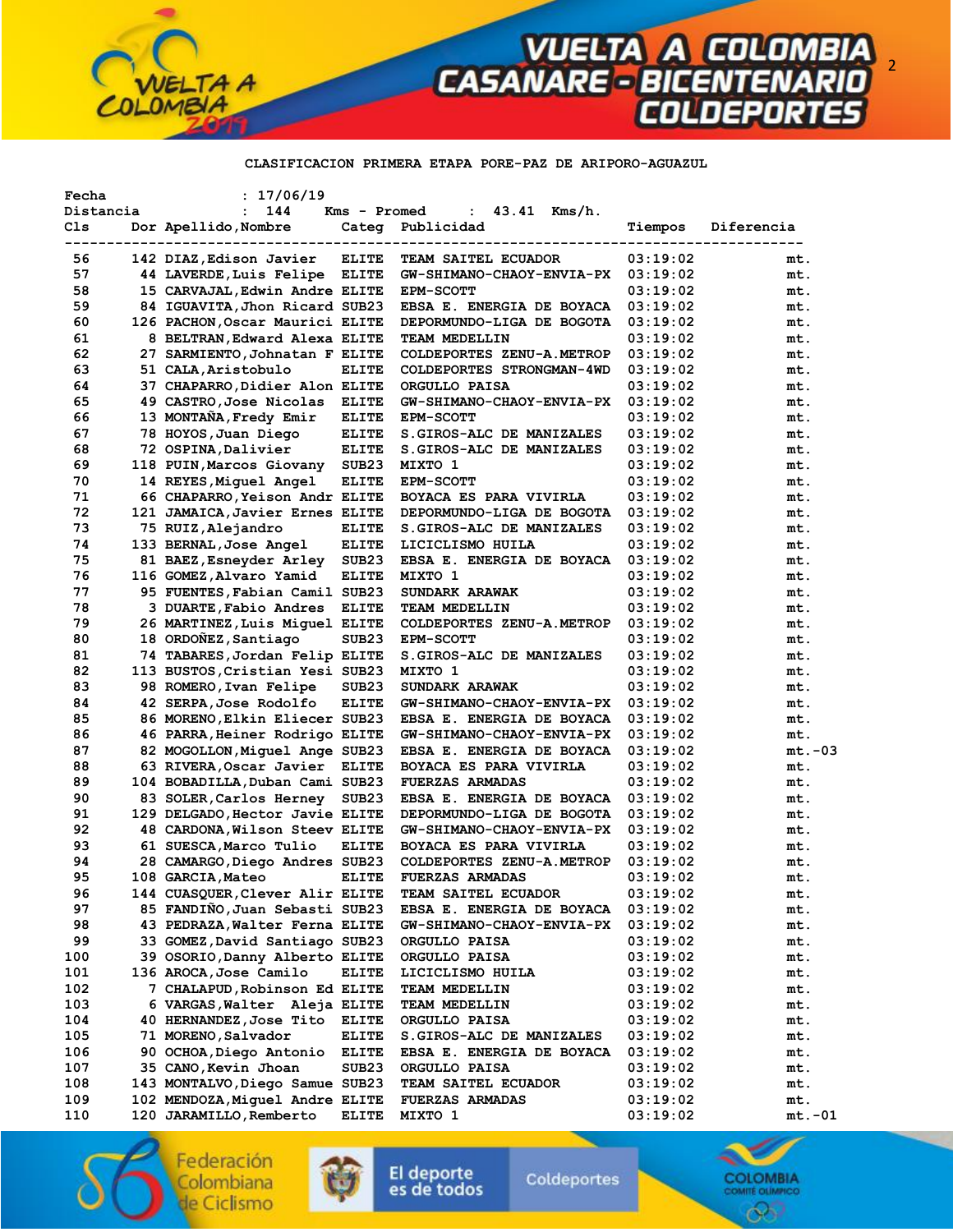CLASIFICACION PRIMERA ETAPA PORE-PAZ DE ARIPORO-AGUAZUL

Fecha : 17/06/19
Distancia : 144 Kms - Promed : 43.41 Kms/h.

| Cls | Dor | Apellido,Nombre | Categ | Publicidad | Tiempos | Diferencia |
|---|---|---|---|---|---|---|
| 56 | 142 | DIAZ,Edison Javier | ELITE | TEAM SAITEL ECUADOR | 03:19:02 | mt. |
| 57 | 44 | LAVERDE,Luis Felipe | ELITE | GW-SHIMANO-CHAOY-ENVIA-PX | 03:19:02 | mt. |
| 58 | 15 | CARVAJAL,Edwin Andre | ELITE | EPM-SCOTT | 03:19:02 | mt. |
| 59 | 84 | IGUAVITA,Jhon Ricard | SUB23 | EBSA E. ENERGIA DE BOYACA | 03:19:02 | mt. |
| 60 | 126 | PACHON,Oscar Maurici | ELITE | DEPORMUNDO-LIGA DE BOGOTA | 03:19:02 | mt. |
| 61 | 8 | BELTRAN,Edward Alexa | ELITE | TEAM MEDELLIN | 03:19:02 | mt. |
| 62 | 27 | SARMIENTO,Johnatan F | ELITE | COLDEPORTES ZENU-A.METROP | 03:19:02 | mt. |
| 63 | 51 | CALA,Aristobulo | ELITE | COLDEPORTES STRONGMAN-4WD | 03:19:02 | mt. |
| 64 | 37 | CHAPARRO,Didier Alon | ELITE | ORGULLO PAISA | 03:19:02 | mt. |
| 65 | 49 | CASTRO,Jose Nicolas | ELITE | GW-SHIMANO-CHAOY-ENVIA-PX | 03:19:02 | mt. |
| 66 | 13 | MONTAÑA,Fredy Emir | ELITE | EPM-SCOTT | 03:19:02 | mt. |
| 67 | 78 | HOYOS,Juan Diego | ELITE | S.GIROS-ALC DE MANIZALES | 03:19:02 | mt. |
| 68 | 72 | OSPINA,Dalivier | ELITE | S.GIROS-ALC DE MANIZALES | 03:19:02 | mt. |
| 69 | 118 | PUIN,Marcos Giovany | SUB23 | MIXTO 1 | 03:19:02 | mt. |
| 70 | 14 | REYES,Miguel Angel | ELITE | EPM-SCOTT | 03:19:02 | mt. |
| 71 | 66 | CHAPARRO,Yeison Andr | ELITE | BOYACA ES PARA VIVIRLA | 03:19:02 | mt. |
| 72 | 121 | JAMAICA,Javier Ernes | ELITE | DEPORMUNDO-LIGA DE BOGOTA | 03:19:02 | mt. |
| 73 | 75 | RUIZ,Alejandro | ELITE | S.GIROS-ALC DE MANIZALES | 03:19:02 | mt. |
| 74 | 133 | BERNAL,Jose Angel | ELITE | LICICLISMO HUILA | 03:19:02 | mt. |
| 75 | 81 | BAEZ,Esneyder Arley | SUB23 | EBSA E. ENERGIA DE BOYACA | 03:19:02 | mt. |
| 76 | 116 | GOMEZ,Alvaro Yamid | ELITE | MIXTO 1 | 03:19:02 | mt. |
| 77 | 95 | FUENTES,Fabian Camil | SUB23 | SUNDARK ARAWAK | 03:19:02 | mt. |
| 78 | 3 | DUARTE,Fabio Andres | ELITE | TEAM MEDELLIN | 03:19:02 | mt. |
| 79 | 26 | MARTINEZ,Luis Miguel | ELITE | COLDEPORTES ZENU-A.METROP | 03:19:02 | mt. |
| 80 | 18 | ORDOÑEZ,Santiago | SUB23 | EPM-SCOTT | 03:19:02 | mt. |
| 81 | 74 | TABARES,Jordan Felip | ELITE | S.GIROS-ALC DE MANIZALES | 03:19:02 | mt. |
| 82 | 113 | BUSTOS,Cristian Yesi | SUB23 | MIXTO 1 | 03:19:02 | mt. |
| 83 | 98 | ROMERO,Ivan Felipe | SUB23 | SUNDARK ARAWAK | 03:19:02 | mt. |
| 84 | 42 | SERPA,Jose Rodolfo | ELITE | GW-SHIMANO-CHAOY-ENVIA-PX | 03:19:02 | mt. |
| 85 | 86 | MORENO,Elkin Eliecer | SUB23 | EBSA E. ENERGIA DE BOYACA | 03:19:02 | mt. |
| 86 | 46 | PARRA,Heiner Rodrigo | ELITE | GW-SHIMANO-CHAOY-ENVIA-PX | 03:19:02 | mt. |
| 87 | 82 | MOGOLLON,Miguel Ange | SUB23 | EBSA E. ENERGIA DE BOYACA | 03:19:02 | mt.-03 |
| 88 | 63 | RIVERA,Oscar Javier | ELITE | BOYACA ES PARA VIVIRLA | 03:19:02 | mt. |
| 89 | 104 | BOBADILLA,Duban Cami | SUB23 | FUERZAS ARMADAS | 03:19:02 | mt. |
| 90 | 83 | SOLER,Carlos Herney | SUB23 | EBSA E. ENERGIA DE BOYACA | 03:19:02 | mt. |
| 91 | 129 | DELGADO,Hector Javie | ELITE | DEPORMUNDO-LIGA DE BOGOTA | 03:19:02 | mt. |
| 92 | 48 | CARDONA,Wilson Steev | ELITE | GW-SHIMANO-CHAOY-ENVIA-PX | 03:19:02 | mt. |
| 93 | 61 | SUESCA,Marco Tulio | ELITE | BOYACA ES PARA VIVIRLA | 03:19:02 | mt. |
| 94 | 28 | CAMARGO,Diego Andres | SUB23 | COLDEPORTES ZENU-A.METROP | 03:19:02 | mt. |
| 95 | 108 | GARCIA,Mateo | ELITE | FUERZAS ARMADAS | 03:19:02 | mt. |
| 96 | 144 | CUASQUER,Clever Alir | ELITE | TEAM SAITEL ECUADOR | 03:19:02 | mt. |
| 97 | 85 | FANDIÑO,Juan Sebasti | SUB23 | EBSA E. ENERGIA DE BOYACA | 03:19:02 | mt. |
| 98 | 43 | PEDRAZA,Walter Ferna | ELITE | GW-SHIMANO-CHAOY-ENVIA-PX | 03:19:02 | mt. |
| 99 | 33 | GOMEZ,David Santiago | SUB23 | ORGULLO PAISA | 03:19:02 | mt. |
| 100 | 39 | OSORIO,Danny Alberto | ELITE | ORGULLO PAISA | 03:19:02 | mt. |
| 101 | 136 | AROCA,Jose Camilo | ELITE | LICICLISMO HUILA | 03:19:02 | mt. |
| 102 | 7 | CHALAPUD,Robinson Ed | ELITE | TEAM MEDELLIN | 03:19:02 | mt. |
| 103 | 6 | VARGAS,Walter Aleja | ELITE | TEAM MEDELLIN | 03:19:02 | mt. |
| 104 | 40 | HERNANDEZ,Jose Tito | ELITE | ORGULLO PAISA | 03:19:02 | mt. |
| 105 | 71 | MORENO,Salvador | ELITE | S.GIROS-ALC DE MANIZALES | 03:19:02 | mt. |
| 106 | 90 | OCHOA,Diego Antonio | ELITE | EBSA E. ENERGIA DE BOYACA | 03:19:02 | mt. |
| 107 | 35 | CANO,Kevin Jhoan | SUB23 | ORGULLO PAISA | 03:19:02 | mt. |
| 108 | 143 | MONTALVO,Diego Samue | SUB23 | TEAM SAITEL ECUADOR | 03:19:02 | mt. |
| 109 | 102 | MENDOZA,Miguel Andre | ELITE | FUERZAS ARMADAS | 03:19:02 | mt. |
| 110 | 120 | JARAMILLO,Remberto | ELITE | MIXTO 1 | 03:19:02 | mt.-01 |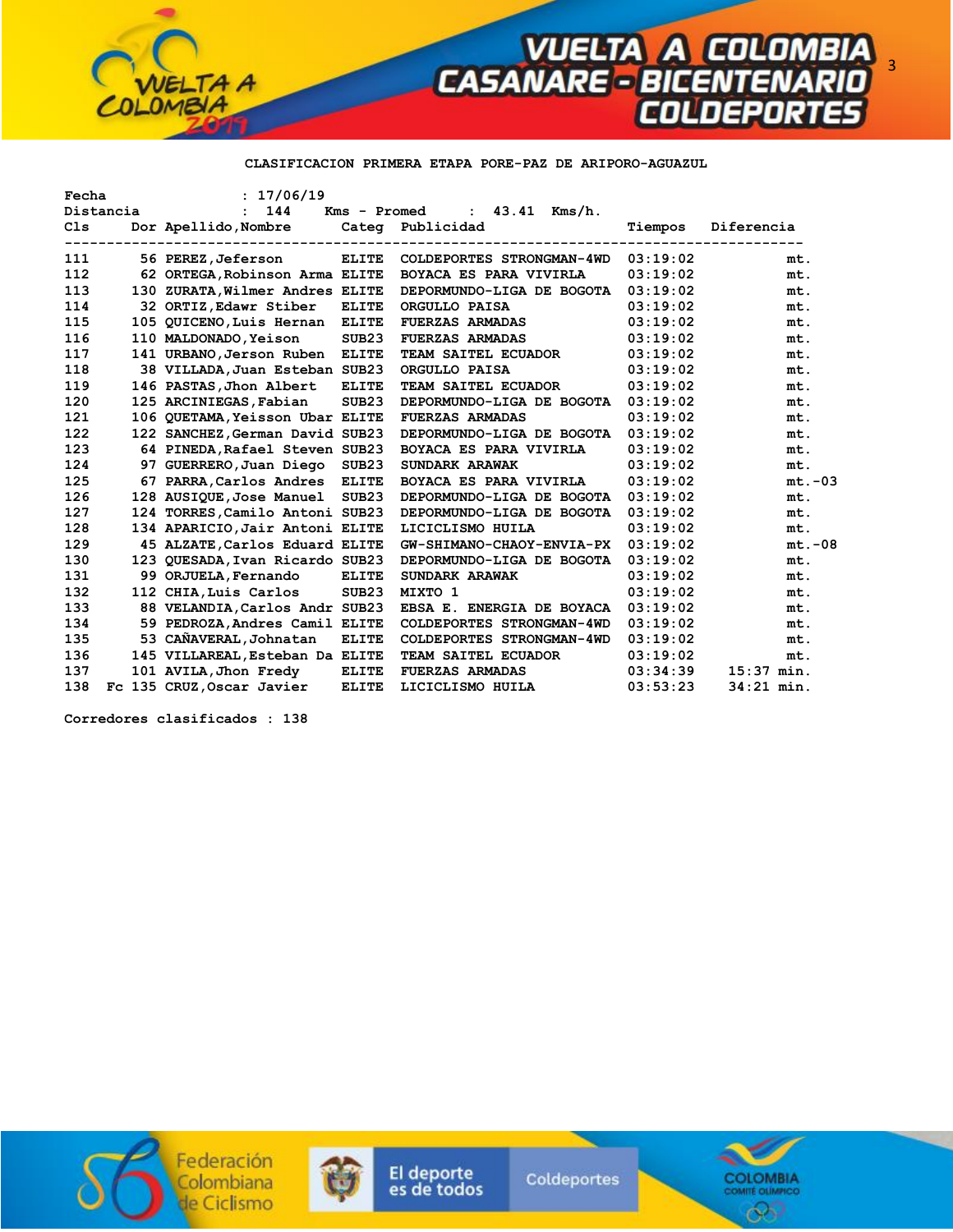**CLASIFICACION PRIMERA ETAPA PORE-PAZ DE ARIPORO-AGUAZUL**

Fecha : 17/06/19
Distancia : 144 Kms - Promed : 43.41 Kms/h.

| Cls | Dor | Apellido,Nombre | Categ | Publicidad | Tiempos | Diferencia |
|---|---|---|---|---|---|---|
| 111 | 56 | PEREZ,Jeferson | ELITE | COLDEPORTES STRONGMAN-4WD | 03:19:02 | mt. |
| 112 | 62 | ORTEGA,Robinson Arma | ELITE | BOYACA ES PARA VIVIRLA | 03:19:02 | mt. |
| 113 | 130 | ZURATA,Wilmer Andres | ELITE | DEPORMUNDO-LIGA DE BOGOTA | 03:19:02 | mt. |
| 114 | 32 | ORTIZ,Edawr Stiber | ELITE | ORGULLO PAISA | 03:19:02 | mt. |
| 115 | 105 | QUICENO,Luis Hernan | ELITE | FUERZAS ARMADAS | 03:19:02 | mt. |
| 116 | 110 | MALDONADO,Yeison | SUB23 | FUERZAS ARMADAS | 03:19:02 | mt. |
| 117 | 141 | URBANO,Jerson Ruben | ELITE | TEAM SAITEL ECUADOR | 03:19:02 | mt. |
| 118 | 38 | VILLADA,Juan Esteban | SUB23 | ORGULLO PAISA | 03:19:02 | mt. |
| 119 | 146 | PASTAS,Jhon Albert | ELITE | TEAM SAITEL ECUADOR | 03:19:02 | mt. |
| 120 | 125 | ARCINIEGAS,Fabian | SUB23 | DEPORMUNDO-LIGA DE BOGOTA | 03:19:02 | mt. |
| 121 | 106 | QUETAMA,Yeisson Ubar | ELITE | FUERZAS ARMADAS | 03:19:02 | mt. |
| 122 | 122 | SANCHEZ,German David | SUB23 | DEPORMUNDO-LIGA DE BOGOTA | 03:19:02 | mt. |
| 123 | 64 | PINEDA,Rafael Steven | SUB23 | BOYACA ES PARA VIVIRLA | 03:19:02 | mt. |
| 124 | 97 | GUERRERO,Juan Diego | SUB23 | SUNDARK ARAWAK | 03:19:02 | mt. |
| 125 | 67 | PARRA,Carlos Andres | ELITE | BOYACA ES PARA VIVIRLA | 03:19:02 | mt.-03 |
| 126 | 128 | AUSIQUE,Jose Manuel | SUB23 | DEPORMUNDO-LIGA DE BOGOTA | 03:19:02 | mt. |
| 127 | 124 | TORRES,Camilo Antoni | SUB23 | DEPORMUNDO-LIGA DE BOGOTA | 03:19:02 | mt. |
| 128 | 134 | APARICIO,Jair Antoni | ELITE | LICICLISMO HUILA | 03:19:02 | mt. |
| 129 | 45 | ALZATE,Carlos Eduard | ELITE | GW-SHIMANO-CHAOY-ENVIA-PX | 03:19:02 | mt.-08 |
| 130 | 123 | QUESADA,Ivan Ricardo | SUB23 | DEPORMUNDO-LIGA DE BOGOTA | 03:19:02 | mt. |
| 131 | 99 | ORJUELA,Fernando | ELITE | SUNDARK ARAWAK | 03:19:02 | mt. |
| 132 | 112 | CHIA,Luis Carlos | SUB23 | MIXTO 1 | 03:19:02 | mt. |
| 133 | 88 | VELANDIA,Carlos Andr | SUB23 | EBSA E. ENERGIA DE BOYACA | 03:19:02 | mt. |
| 134 | 59 | PEDROZA,Andres Camil | ELITE | COLDEPORTES STRONGMAN-4WD | 03:19:02 | mt. |
| 135 | 53 | CAÑAVERAL,Johnatan | ELITE | COLDEPORTES STRONGMAN-4WD | 03:19:02 | mt. |
| 136 | 145 | VILLAREAL,Esteban Da | ELITE | TEAM SAITEL ECUADOR | 03:19:02 | mt. |
| 137 | 101 | AVILA,Jhon Fredy | ELITE | FUERZAS ARMADAS | 03:34:39 | 15:37 min. |
| 138 | Fc 135 | CRUZ,Oscar Javier | ELITE | LICICLISMO HUILA | 03:53:23 | 34:21 min. |

Corredores clasificados : 138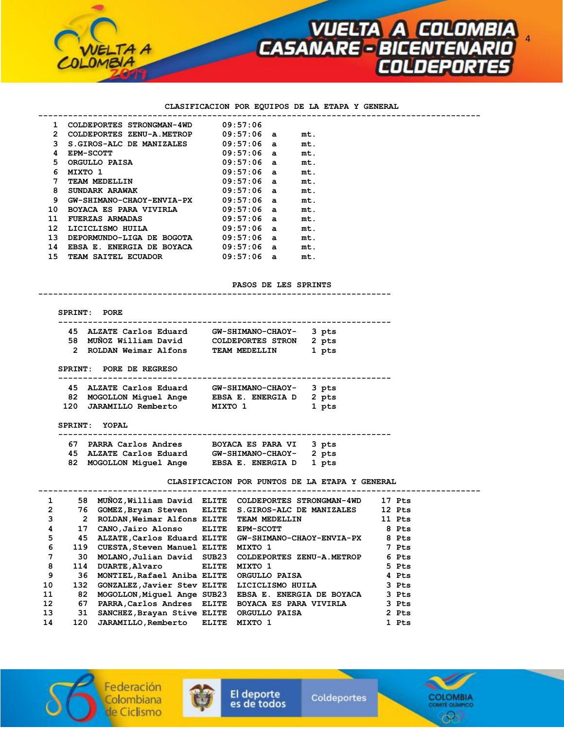## CLASIFICACION POR EQUIPOS DE LA ETAPA Y GENERAL

| | | | |
|---|---|---|---|
| 1 | COLDEPORTES STRONGMAN-4WD | 09:57:06 | |
| 2 | COLDEPORTES ZENU-A.METROP | 09:57:06 | a mt. |
| 3 | S.GIROS-ALC DE MANIZALES | 09:57:06 | a mt. |
| 4 | EPM-SCOTT | 09:57:06 | a mt. |
| 5 | ORGULLO PAISA | 09:57:06 | a mt. |
| 6 | MIXTO 1 | 09:57:06 | a mt. |
| 7 | TEAM MEDELLIN | 09:57:06 | a mt. |
| 8 | SUNDARK ARAWAK | 09:57:06 | a mt. |
| 9 | GW-SHIMANO-CHAOY-ENVIA-PX | 09:57:06 | a mt. |
| 10 | BOYACA ES PARA VIVIRLA | 09:57:06 | a mt. |
| 11 | FUERZAS ARMADAS | 09:57:06 | a mt. |
| 12 | LICICLISMO HUILA | 09:57:06 | a mt. |
| 13 | DEPORMUNDO-LIGA DE BOGOTA | 09:57:06 | a mt. |
| 14 | EBSA E. ENERGIA DE BOYACA | 09:57:06 | a mt. |
| 15 | TEAM SAITEL ECUADOR | 09:57:06 | a mt. |

## PASOS DE LES SPRINTS

### SPRINT: PORE

| | | | |
|---|---|---|---|
| 45 | ALZATE Carlos Eduard | GW-SHIMANO-CHAOY- | 3 pts |
| 58 | MUÑOZ William David | COLDEPORTES STRON | 2 pts |
| 2 | ROLDAN Weimar Alfons | TEAM MEDELLIN | 1 pts |

### SPRINT: PORE DE REGRESO

| | | | |
|---|---|---|---|
| 45 | ALZATE Carlos Eduard | GW-SHIMANO-CHAOY- | 3 pts |
| 82 | MOGOLLON Miguel Ange | EBSA E. ENERGIA D | 2 pts |
| 120 | JARAMILLO Remberto | MIXTO 1 | 1 pts |

### SPRINT: YOPAL

| | | | |
|---|---|---|---|
| 67 | PARRA Carlos Andres | BOYACA ES PARA VI | 3 pts |
| 45 | ALZATE Carlos Eduard | GW-SHIMANO-CHAOY- | 2 pts |
| 82 | MOGOLLON Miguel Ange | EBSA E. ENERGIA D | 1 pts |

## CLASIFICACION POR PUNTOS DE LA ETAPA Y GENERAL

| | | | | | |
|---|---|---|---|---|---|
| 1 | 58 | MUÑOZ,William David | ELITE | COLDEPORTES STRONGMAN-4WD | 17 Pts |
| 2 | 76 | GOMEZ,Bryan Steven | ELITE | S.GIROS-ALC DE MANIZALES | 12 Pts |
| 3 | 2 | ROLDAN,Weimar Alfons | ELITE | TEAM MEDELLIN | 11 Pts |
| 4 | 17 | CANO,Jairo Alonso | ELITE | EPM-SCOTT | 8 Pts |
| 5 | 45 | ALZATE,Carlos Eduard | ELITE | GW-SHIMANO-CHAOY-ENVIA-PX | 8 Pts |
| 6 | 119 | CUESTA,Steven Manuel | ELITE | MIXTO 1 | 7 Pts |
| 7 | 30 | MOLANO,Julian David | SUB23 | COLDEPORTES ZENU-A.METROP | 6 Pts |
| 8 | 114 | DUARTE,Alvaro | ELITE | MIXTO 1 | 5 Pts |
| 9 | 36 | MONTIEL,Rafael Aniba | ELITE | ORGULLO PAISA | 4 Pts |
| 10 | 132 | GONZALEZ,Javier Stev | ELITE | LICICLISMO HUILA | 3 Pts |
| 11 | 82 | MOGOLLON,Miguel Ange | SUB23 | EBSA E. ENERGIA DE BOYACA | 3 Pts |
| 12 | 67 | PARRA,Carlos Andres | ELITE | BOYACA ES PARA VIVIRLA | 3 Pts |
| 13 | 31 | SANCHEZ,Brayan Stive | ELITE | ORGULLO PAISA | 2 Pts |
| 14 | 120 | JARAMILLO,Remberto | ELITE | MIXTO 1 | 1 Pts |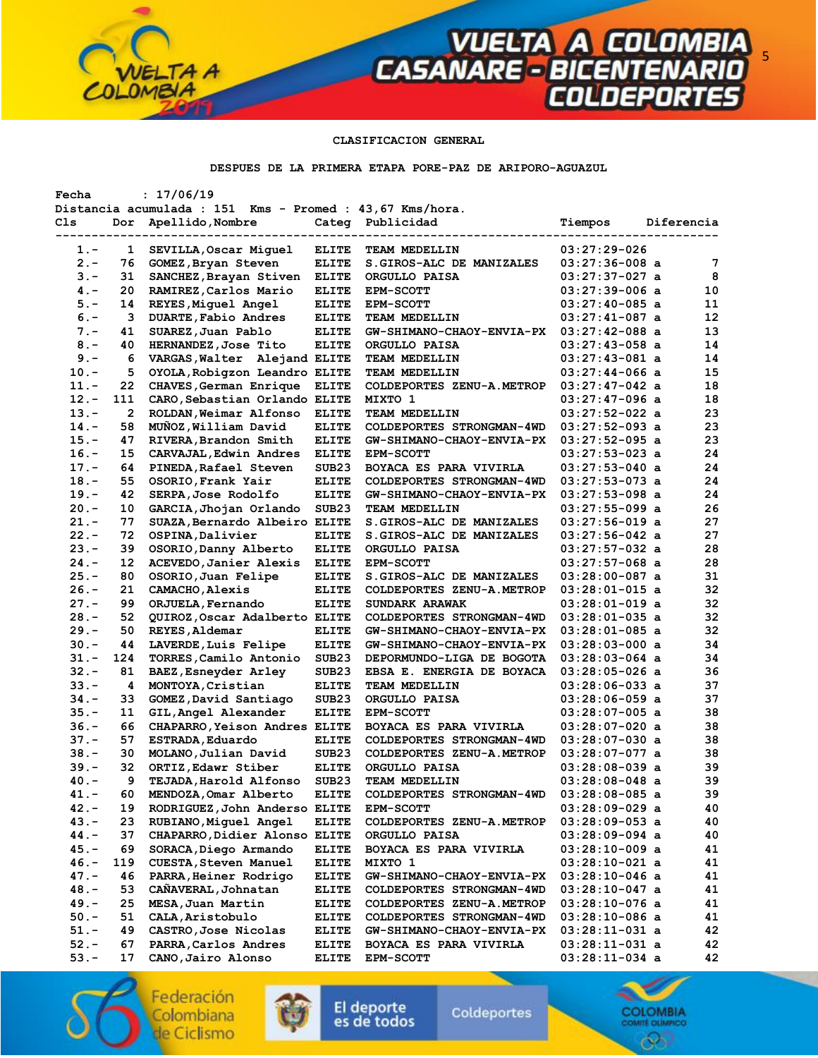CLASIFICACION GENERAL

DESPUES DE LA PRIMERA ETAPA PORE-PAZ DE ARIPORO-AGUAZUL

Fecha : 17/06/19
Distancia acumulada : 151 Kms - Promed : 43,67 Kms/hora.

| Cls | Dor | Apellido,Nombre | Categ | Publicidad | Tiempos | Diferencia |
|---|---|---|---|---|---|---|
| 1.- | 1 | SEVILLA,Oscar Miguel | ELITE | TEAM MEDELLIN | 03:27:29-026 | |
| 2.- | 76 | GOMEZ,Bryan Steven | ELITE | S.GIROS-ALC DE MANIZALES | 03:27:36-008 a | 7 |
| 3.- | 31 | SANCHEZ,Brayan Stiven | ELITE | ORGULLO PAISA | 03:27:37-027 a | 8 |
| 4.- | 20 | RAMIREZ,Carlos Mario | ELITE | EPM-SCOTT | 03:27:39-006 a | 10 |
| 5.- | 14 | REYES,Miguel Angel | ELITE | EPM-SCOTT | 03:27:40-085 a | 11 |
| 6.- | 3 | DUARTE,Fabio Andres | ELITE | TEAM MEDELLIN | 03:27:41-087 a | 12 |
| 7.- | 41 | SUAREZ,Juan Pablo | ELITE | GW-SHIMANO-CHAOY-ENVIA-PX | 03:27:42-088 a | 13 |
| 8.- | 40 | HERNANDEZ,Jose Tito | ELITE | ORGULLO PAISA | 03:27:43-058 a | 14 |
| 9.- | 6 | VARGAS,Walter Alejand | ELITE | TEAM MEDELLIN | 03:27:43-081 a | 14 |
| 10.- | 5 | OYOLA,Robigzon Leandro | ELITE | TEAM MEDELLIN | 03:27:44-066 a | 15 |
| 11.- | 22 | CHAVES,German Enrique | ELITE | COLDEPORTES ZENU-A.METROP | 03:27:47-042 a | 18 |
| 12.- | 111 | CARO,Sebastian Orlando | ELITE | MIXTO 1 | 03:27:47-096 a | 18 |
| 13.- | 2 | ROLDAN,Weimar Alfonso | ELITE | TEAM MEDELLIN | 03:27:52-022 a | 23 |
| 14.- | 58 | MUÑOZ,William David | ELITE | COLDEPORTES STRONGMAN-4WD | 03:27:52-093 a | 23 |
| 15.- | 47 | RIVERA,Brandon Smith | ELITE | GW-SHIMANO-CHAOY-ENVIA-PX | 03:27:52-095 a | 23 |
| 16.- | 15 | CARVAJAL,Edwin Andres | ELITE | EPM-SCOTT | 03:27:53-023 a | 24 |
| 17.- | 64 | PINEDA,Rafael Steven | SUB23 | BOYACA ES PARA VIVIRLA | 03:27:53-040 a | 24 |
| 18.- | 55 | OSORIO,Frank Yair | ELITE | COLDEPORTES STRONGMAN-4WD | 03:27:53-073 a | 24 |
| 19.- | 42 | SERPA,Jose Rodolfo | ELITE | GW-SHIMANO-CHAOY-ENVIA-PX | 03:27:53-098 a | 24 |
| 20.- | 10 | GARCIA,Jhojan Orlando | SUB23 | TEAM MEDELLIN | 03:27:55-099 a | 26 |
| 21.- | 77 | SUAZA,Bernardo Albeiro | ELITE | S.GIROS-ALC DE MANIZALES | 03:27:56-019 a | 27 |
| 22.- | 72 | OSPINA,Dalivier | ELITE | S.GIROS-ALC DE MANIZALES | 03:27:56-042 a | 27 |
| 23.- | 39 | OSORIO,Danny Alberto | ELITE | ORGULLO PAISA | 03:27:57-032 a | 28 |
| 24.- | 12 | ACEVEDO,Janier Alexis | ELITE | EPM-SCOTT | 03:27:57-068 a | 28 |
| 25.- | 80 | OSORIO,Juan Felipe | ELITE | S.GIROS-ALC DE MANIZALES | 03:28:00-087 a | 31 |
| 26.- | 21 | CAMACHO,Alexis | ELITE | COLDEPORTES ZENU-A.METROP | 03:28:01-015 a | 32 |
| 27.- | 99 | ORJUELA,Fernando | ELITE | SUNDARK ARAWAK | 03:28:01-019 a | 32 |
| 28.- | 52 | QUIROZ,Oscar Adalberto | ELITE | COLDEPORTES STRONGMAN-4WD | 03:28:01-035 a | 32 |
| 29.- | 50 | REYES,Aldemar | ELITE | GW-SHIMANO-CHAOY-ENVIA-PX | 03:28:01-085 a | 32 |
| 30.- | 44 | LAVERDE,Luis Felipe | ELITE | GW-SHIMANO-CHAOY-ENVIA-PX | 03:28:03-000 a | 34 |
| 31.- | 124 | TORRES,Camilo Antonio | SUB23 | DEPORMUNDO-LIGA DE BOGOTA | 03:28:03-064 a | 34 |
| 32.- | 81 | BAEZ,Esneyder Arley | SUB23 | EBSA E. ENERGIA DE BOYACA | 03:28:05-026 a | 36 |
| 33.- | 4 | MONTOYA,Cristian | ELITE | TEAM MEDELLIN | 03:28:06-033 a | 37 |
| 34.- | 33 | GOMEZ,David Santiago | SUB23 | ORGULLO PAISA | 03:28:06-059 a | 37 |
| 35.- | 11 | GIL,Angel Alexander | ELITE | EPM-SCOTT | 03:28:07-005 a | 38 |
| 36.- | 66 | CHAPARRO,Yeison Andres | ELITE | BOYACA ES PARA VIVIRLA | 03:28:07-020 a | 38 |
| 37.- | 57 | ESTRADA,Eduardo | ELITE | COLDEPORTES STRONGMAN-4WD | 03:28:07-030 a | 38 |
| 38.- | 30 | MOLANO,Julian David | SUB23 | COLDEPORTES ZENU-A.METROP | 03:28:07-077 a | 38 |
| 39.- | 32 | ORTIZ,Edawr Stiber | ELITE | ORGULLO PAISA | 03:28:08-039 a | 39 |
| 40.- | 9 | TEJADA,Harold Alfonso | SUB23 | TEAM MEDELLIN | 03:28:08-048 a | 39 |
| 41.- | 60 | MENDOZA,Omar Alberto | ELITE | COLDEPORTES STRONGMAN-4WD | 03:28:08-085 a | 39 |
| 42.- | 19 | RODRIGUEZ,John Anderso | ELITE | EPM-SCOTT | 03:28:09-029 a | 40 |
| 43.- | 23 | RUBIANO,Miguel Angel | ELITE | COLDEPORTES ZENU-A.METROP | 03:28:09-053 a | 40 |
| 44.- | 37 | CHAPARRO,Didier Alonso | ELITE | ORGULLO PAISA | 03:28:09-094 a | 40 |
| 45.- | 69 | SORACA,Diego Armando | ELITE | BOYACA ES PARA VIVIRLA | 03:28:10-009 a | 41 |
| 46.- | 119 | CUESTA,Steven Manuel | ELITE | MIXTO 1 | 03:28:10-021 a | 41 |
| 47.- | 46 | PARRA,Heiner Rodrigo | ELITE | GW-SHIMANO-CHAOY-ENVIA-PX | 03:28:10-046 a | 41 |
| 48.- | 53 | CAÑAVERAL,Johnatan | ELITE | COLDEPORTES STRONGMAN-4WD | 03:28:10-047 a | 41 |
| 49.- | 25 | MESA,Juan Martin | ELITE | COLDEPORTES ZENU-A.METROP | 03:28:10-076 a | 41 |
| 50.- | 51 | CALA,Aristobulo | ELITE | COLDEPORTES STRONGMAN-4WD | 03:28:10-086 a | 41 |
| 51.- | 49 | CASTRO,Jose Nicolas | ELITE | GW-SHIMANO-CHAOY-ENVIA-PX | 03:28:11-031 a | 42 |
| 52.- | 67 | PARRA,Carlos Andres | ELITE | BOYACA ES PARA VIVIRLA | 03:28:11-031 a | 42 |
| 53.- | 17 | CANO,Jairo Alonso | ELITE | EPM-SCOTT | 03:28:11-034 a | 42 |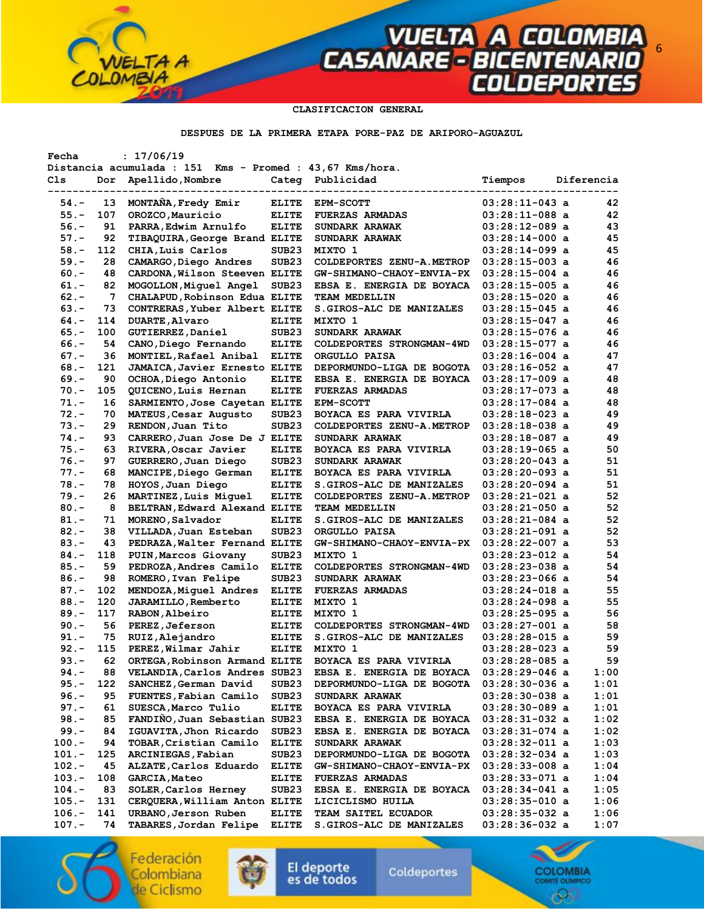CLASIFICACION GENERAL

DESPUES DE LA PRIMERA ETAPA PORE-PAZ DE ARIPORO-AGUAZUL

Fecha : 17/06/19
Distancia acumulada : 151 Kms - Promed : 43,67 Kms/hora.

| Cls | Dor | Apellido,Nombre | Categ | Publicidad | Tiempos | Diferencia |
|---|---|---|---|---|---|---|
| 54.- | 13 | MONTAÑA,Fredy Emir | ELITE | EPM-SCOTT | 03:28:11-043 a | 42 |
| 55.- | 107 | OROZCO,Mauricio | ELITE | FUERZAS ARMADAS | 03:28:11-088 a | 42 |
| 56.- | 91 | PARRA,Edwim Arnulfo | ELITE | SUNDARK ARAWAK | 03:28:12-089 a | 43 |
| 57.- | 92 | TIBAQUIRA,George Brand | ELITE | SUNDARK ARAWAK | 03:28:14-000 a | 45 |
| 58.- | 112 | CHIA,Luis Carlos | SUB23 | MIXTO 1 | 03:28:14-099 a | 45 |
| 59.- | 28 | CAMARGO,Diego Andres | SUB23 | COLDEPORTES ZENU-A.METROP | 03:28:15-003 a | 46 |
| 60.- | 48 | CARDONA,Wilson Steeven | ELITE | GW-SHIMANO-CHAOY-ENVIA-PX | 03:28:15-004 a | 46 |
| 61.- | 82 | MOGOLLON,Miguel Angel | SUB23 | EBSA E. ENERGIA DE BOYACA | 03:28:15-005 a | 46 |
| 62.- | 7 | CHALAPUD,Robinson Edua | ELITE | TEAM MEDELLIN | 03:28:15-020 a | 46 |
| 63.- | 73 | CONTRERAS,Yuber Albert | ELITE | S.GIROS-ALC DE MANIZALES | 03:28:15-045 a | 46 |
| 64.- | 114 | DUARTE,Alvaro | ELITE | MIXTO 1 | 03:28:15-047 a | 46 |
| 65.- | 100 | GUTIERREZ,Daniel | SUB23 | SUNDARK ARAWAK | 03:28:15-076 a | 46 |
| 66.- | 54 | CANO,Diego Fernando | ELITE | COLDEPORTES STRONGMAN-4WD | 03:28:15-077 a | 46 |
| 67.- | 36 | MONTIEL,Rafael Anibal | ELITE | ORGULLO PAISA | 03:28:16-004 a | 47 |
| 68.- | 121 | JAMAICA,Javier Ernesto | ELITE | DEPORMUNDO-LIGA DE BOGOTA | 03:28:16-052 a | 47 |
| 69.- | 90 | OCHOA,Diego Antonio | ELITE | EBSA E. ENERGIA DE BOYACA | 03:28:17-009 a | 48 |
| 70.- | 105 | QUICENO,Luis Hernan | ELITE | FUERZAS ARMADAS | 03:28:17-073 a | 48 |
| 71.- | 16 | SARMIENTO,Jose Cayetan | ELITE | EPM-SCOTT | 03:28:17-084 a | 48 |
| 72.- | 70 | MATEUS,Cesar Augusto | SUB23 | BOYACA ES PARA VIVIRLA | 03:28:18-023 a | 49 |
| 73.- | 29 | RENDON,Juan Tito | SUB23 | COLDEPORTES ZENU-A.METROP | 03:28:18-038 a | 49 |
| 74.- | 93 | CARRERO,Juan Jose De J | ELITE | SUNDARK ARAWAK | 03:28:18-087 a | 49 |
| 75.- | 63 | RIVERA,Oscar Javier | ELITE | BOYACA ES PARA VIVIRLA | 03:28:19-065 a | 50 |
| 76.- | 97 | GUERRERO,Juan Diego | SUB23 | SUNDARK ARAWAK | 03:28:20-043 a | 51 |
| 77.- | 68 | MANCIPE,Diego German | ELITE | BOYACA ES PARA VIVIRLA | 03:28:20-093 a | 51 |
| 78.- | 78 | HOYOS,Juan Diego | ELITE | S.GIROS-ALC DE MANIZALES | 03:28:20-094 a | 51 |
| 79.- | 26 | MARTINEZ,Luis Miguel | ELITE | COLDEPORTES ZENU-A.METROP | 03:28:21-021 a | 52 |
| 80.- | 8 | BELTRAN,Edward Alexand | ELITE | TEAM MEDELLIN | 03:28:21-050 a | 52 |
| 81.- | 71 | MORENO,Salvador | ELITE | S.GIROS-ALC DE MANIZALES | 03:28:21-084 a | 52 |
| 82.- | 38 | VILLADA,Juan Esteban | SUB23 | ORGULLO PAISA | 03:28:21-091 a | 52 |
| 83.- | 43 | PEDRAZA,Walter Fernand | ELITE | GW-SHIMANO-CHAOY-ENVIA-PX | 03:28:22-007 a | 53 |
| 84.- | 118 | PUIN,Marcos Giovany | SUB23 | MIXTO 1 | 03:28:23-012 a | 54 |
| 85.- | 59 | PEDROZA,Andres Camilo | ELITE | COLDEPORTES STRONGMAN-4WD | 03:28:23-038 a | 54 |
| 86.- | 98 | ROMERO,Ivan Felipe | SUB23 | SUNDARK ARAWAK | 03:28:23-066 a | 54 |
| 87.- | 102 | MENDOZA,Miguel Andres | ELITE | FUERZAS ARMADAS | 03:28:24-018 a | 55 |
| 88.- | 120 | JARAMILLO,Remberto | ELITE | MIXTO 1 | 03:28:24-098 a | 55 |
| 89.- | 117 | RABON,Albeiro | ELITE | MIXTO 1 | 03:28:25-095 a | 56 |
| 90.- | 56 | PEREZ,Jeferson | ELITE | COLDEPORTES STRONGMAN-4WD | 03:28:27-001 a | 58 |
| 91.- | 75 | RUIZ,Alejandro | ELITE | S.GIROS-ALC DE MANIZALES | 03:28:28-015 a | 59 |
| 92.- | 115 | PEREZ,Wilmar Jahir | ELITE | MIXTO 1 | 03:28:28-023 a | 59 |
| 93.- | 62 | ORTEGA,Robinson Armand | ELITE | BOYACA ES PARA VIVIRLA | 03:28:28-085 a | 59 |
| 94.- | 88 | VELANDIA,Carlos Andres | SUB23 | EBSA E. ENERGIA DE BOYACA | 03:28:29-046 a | 1:00 |
| 95.- | 122 | SANCHEZ,German David | SUB23 | DEPORMUNDO-LIGA DE BOGOTA | 03:28:30-036 a | 1:01 |
| 96.- | 95 | FUENTES,Fabian Camilo | SUB23 | SUNDARK ARAWAK | 03:28:30-038 a | 1:01 |
| 97.- | 61 | SUESCA,Marco Tulio | ELITE | BOYACA ES PARA VIVIRLA | 03:28:30-089 a | 1:01 |
| 98.- | 85 | FANDIÑO,Juan Sebastian | SUB23 | EBSA E. ENERGIA DE BOYACA | 03:28:31-032 a | 1:02 |
| 99.- | 84 | IGUAVITA,Jhon Ricardo | SUB23 | EBSA E. ENERGIA DE BOYACA | 03:28:31-074 a | 1:02 |
| 100.- | 94 | TOBAR,Cristian Camilo | ELITE | SUNDARK ARAWAK | 03:28:32-011 a | 1:03 |
| 101.- | 125 | ARCINIEGAS,Fabian | SUB23 | DEPORMUNDO-LIGA DE BOGOTA | 03:28:32-034 a | 1:03 |
| 102.- | 45 | ALZATE,Carlos Eduardo | ELITE | GW-SHIMANO-CHAOY-ENVIA-PX | 03:28:33-008 a | 1:04 |
| 103.- | 108 | GARCIA,Mateo | ELITE | FUERZAS ARMADAS | 03:28:33-071 a | 1:04 |
| 104.- | 83 | SOLER,Carlos Herney | SUB23 | EBSA E. ENERGIA DE BOYACA | 03:28:34-041 a | 1:05 |
| 105.- | 131 | CERQUERA,William Anton | ELITE | LICICLISMO HUILA | 03:28:35-010 a | 1:06 |
| 106.- | 141 | URBANO,Jerson Ruben | ELITE | TEAM SAITEL ECUADOR | 03:28:35-032 a | 1:06 |
| 107.- | 74 | TABARES,Jordan Felipe | ELITE | S.GIROS-ALC DE MANIZALES | 03:28:36-032 a | 1:07 |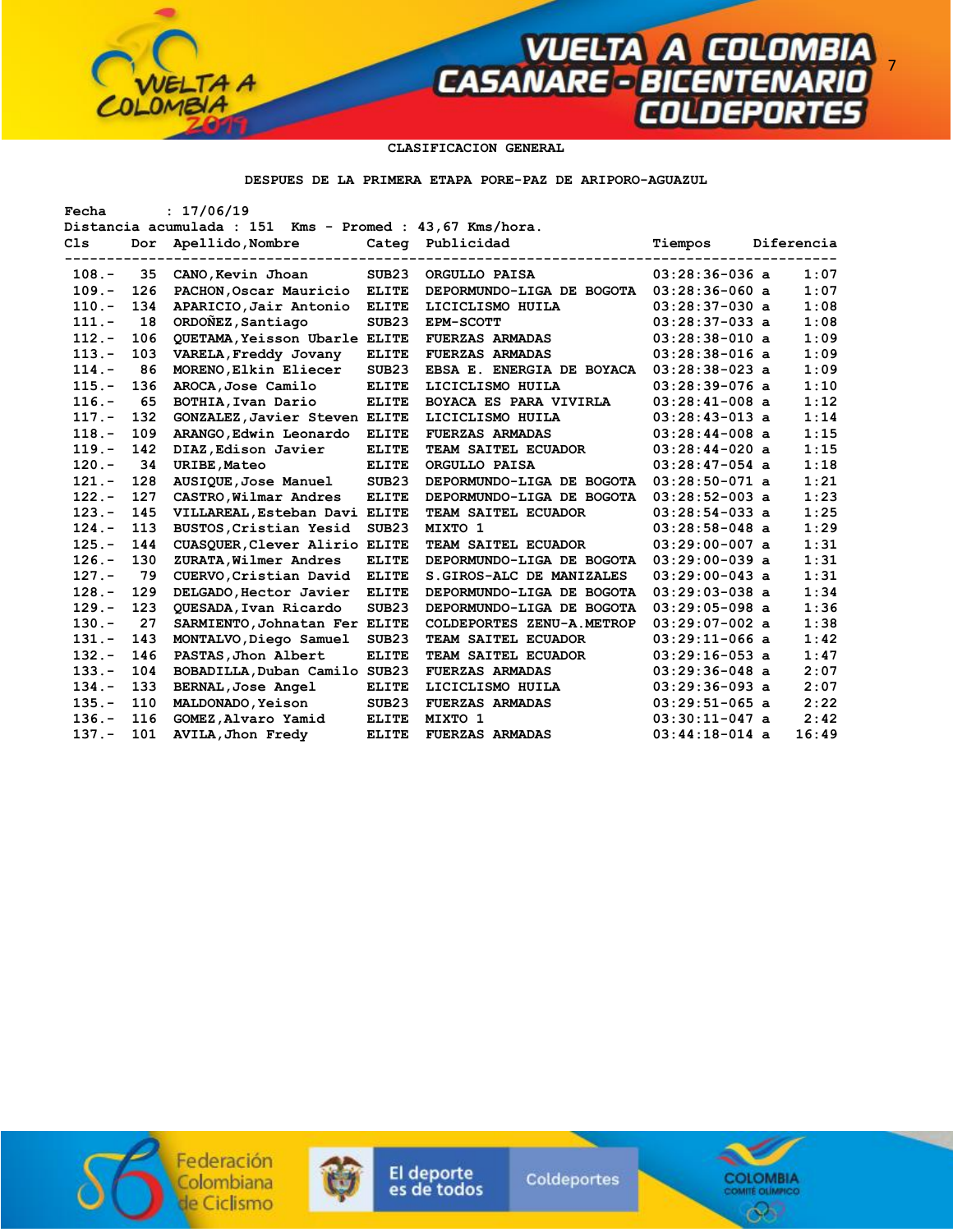CLASIFICACION GENERAL

DESPUES DE LA PRIMERA ETAPA PORE-PAZ DE ARIPORO-AGUAZUL

Fecha : 17/06/19
Distancia acumulada : 151 Kms - Promed : 43,67 Kms/hora.

| Cls | Dor | Apellido,Nombre | Categ | Publicidad | Tiempos | Diferencia |
|---|---|---|---|---|---|---|
| 108.- | 35 | CANO,Kevin Jhoan | SUB23 | ORGULLO PAISA | 03:28:36-036 a | 1:07 |
| 109.- | 126 | PACHON,Oscar Mauricio | ELITE | DEPORMUNDO-LIGA DE BOGOTA | 03:28:36-060 a | 1:07 |
| 110.- | 134 | APARICIO,Jair Antonio | ELITE | LICICLISMO HUILA | 03:28:37-030 a | 1:08 |
| 111.- | 18 | ORDOÑEZ,Santiago | SUB23 | EPM-SCOTT | 03:28:37-033 a | 1:08 |
| 112.- | 106 | QUETAMA,Yeisson Ubarle | ELITE | FUERZAS ARMADAS | 03:28:38-010 a | 1:09 |
| 113.- | 103 | VARELA,Freddy Jovany | ELITE | FUERZAS ARMADAS | 03:28:38-016 a | 1:09 |
| 114.- | 86 | MORENO,Elkin Eliecer | SUB23 | EBSA E. ENERGIA DE BOYACA | 03:28:38-023 a | 1:09 |
| 115.- | 136 | AROCA,Jose Camilo | ELITE | LICICLISMO HUILA | 03:28:39-076 a | 1:10 |
| 116.- | 65 | BOTHIA,Ivan Dario | ELITE | BOYACA ES PARA VIVIRLA | 03:28:41-008 a | 1:12 |
| 117.- | 132 | GONZALEZ,Javier Steven | ELITE | LICICLISMO HUILA | 03:28:43-013 a | 1:14 |
| 118.- | 109 | ARANGO,Edwin Leonardo | ELITE | FUERZAS ARMADAS | 03:28:44-008 a | 1:15 |
| 119.- | 142 | DIAZ,Edison Javier | ELITE | TEAM SAITEL ECUADOR | 03:28:44-020 a | 1:15 |
| 120.- | 34 | URIBE,Mateo | ELITE | ORGULLO PAISA | 03:28:47-054 a | 1:18 |
| 121.- | 128 | AUSIQUE,Jose Manuel | SUB23 | DEPORMUNDO-LIGA DE BOGOTA | 03:28:50-071 a | 1:21 |
| 122.- | 127 | CASTRO,Wilmar Andres | ELITE | DEPORMUNDO-LIGA DE BOGOTA | 03:28:52-003 a | 1:23 |
| 123.- | 145 | VILLAREAL,Esteban Davi | ELITE | TEAM SAITEL ECUADOR | 03:28:54-033 a | 1:25 |
| 124.- | 113 | BUSTOS,Cristian Yesid | SUB23 | MIXTO 1 | 03:28:58-048 a | 1:29 |
| 125.- | 144 | CUASQUER,Clever Alirio | ELITE | TEAM SAITEL ECUADOR | 03:29:00-007 a | 1:31 |
| 126.- | 130 | ZURATA,Wilmer Andres | ELITE | DEPORMUNDO-LIGA DE BOGOTA | 03:29:00-039 a | 1:31 |
| 127.- | 79 | CUERVO,Cristian David | ELITE | S.GIROS-ALC DE MANIZALES | 03:29:00-043 a | 1:31 |
| 128.- | 129 | DELGADO,Hector Javier | ELITE | DEPORMUNDO-LIGA DE BOGOTA | 03:29:03-038 a | 1:34 |
| 129.- | 123 | QUESADA,Ivan Ricardo | SUB23 | DEPORMUNDO-LIGA DE BOGOTA | 03:29:05-098 a | 1:36 |
| 130.- | 27 | SARMIENTO,Johnatan Fer | ELITE | COLDEPORTES ZENU-A.METROP | 03:29:07-002 a | 1:38 |
| 131.- | 143 | MONTALVO,Diego Samuel | SUB23 | TEAM SAITEL ECUADOR | 03:29:11-066 a | 1:42 |
| 132.- | 146 | PASTAS,Jhon Albert | ELITE | TEAM SAITEL ECUADOR | 03:29:16-053 a | 1:47 |
| 133.- | 104 | BOBADILLA,Duban Camilo | SUB23 | FUERZAS ARMADAS | 03:29:36-048 a | 2:07 |
| 134.- | 133 | BERNAL,Jose Angel | ELITE | LICICLISMO HUILA | 03:29:36-093 a | 2:07 |
| 135.- | 110 | MALDONADO,Yeison | SUB23 | FUERZAS ARMADAS | 03:29:51-065 a | 2:22 |
| 136.- | 116 | GOMEZ,Alvaro Yamid | ELITE | MIXTO 1 | 03:30:11-047 a | 2:42 |
| 137.- | 101 | AVILA,Jhon Fredy | ELITE | FUERZAS ARMADAS | 03:44:18-014 a | 16:49 |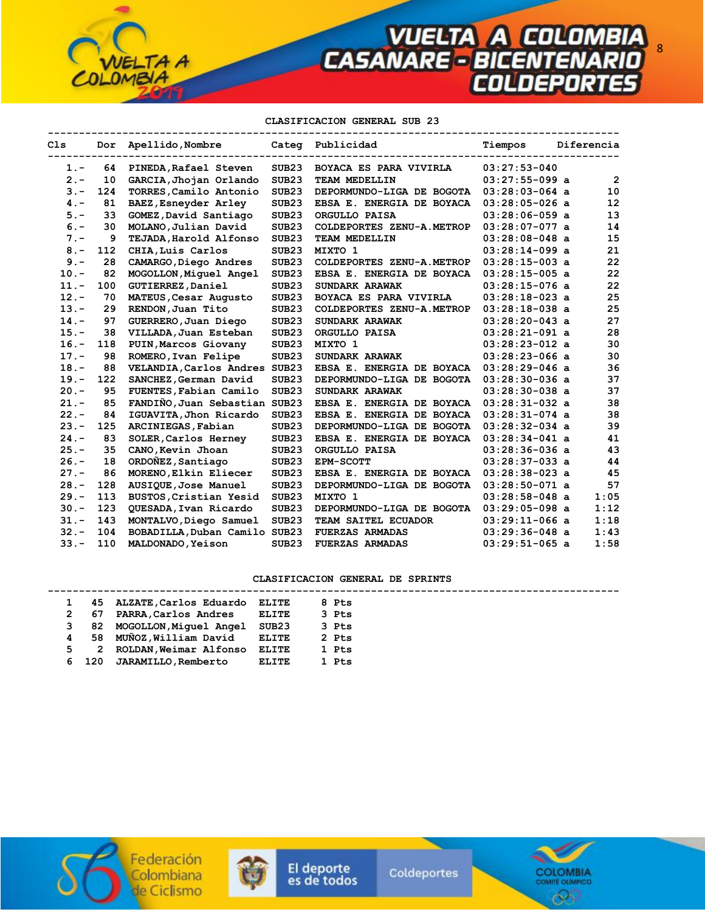## CLASIFICACION GENERAL SUB 23

| Cls | Dor | Apellido,Nombre | Categ | Publicidad | Tiempos | Diferencia |
|---|---|---|---|---|---|---|
| 1.- | 64 | PINEDA,Rafael Steven | SUB23 | BOYACA ES PARA VIVIRLA | 03:27:53-040 | |
| 2.- | 10 | GARCIA,Jhojan Orlando | SUB23 | TEAM MEDELLIN | 03:27:55-099 a | 2 |
| 3.- | 124 | TORRES,Camilo Antonio | SUB23 | DEPORMUNDO-LIGA DE BOGOTA | 03:28:03-064 a | 10 |
| 4.- | 81 | BAEZ,Esneyder Arley | SUB23 | EBSA E. ENERGIA DE BOYACA | 03:28:05-026 a | 12 |
| 5.- | 33 | GOMEZ,David Santiago | SUB23 | ORGULLO PAISA | 03:28:06-059 a | 13 |
| 6.- | 30 | MOLANO,Julian David | SUB23 | COLDEPORTES ZENU-A.METROP | 03:28:07-077 a | 14 |
| 7.- | 9 | TEJADA,Harold Alfonso | SUB23 | TEAM MEDELLIN | 03:28:08-048 a | 15 |
| 8.- | 112 | CHIA,Luis Carlos | SUB23 | MIXTO 1 | 03:28:14-099 a | 21 |
| 9.- | 28 | CAMARGO,Diego Andres | SUB23 | COLDEPORTES ZENU-A.METROP | 03:28:15-003 a | 22 |
| 10.- | 82 | MOGOLLON,Miguel Angel | SUB23 | EBSA E. ENERGIA DE BOYACA | 03:28:15-005 a | 22 |
| 11.- | 100 | GUTIERREZ,Daniel | SUB23 | SUNDARK ARAWAK | 03:28:15-076 a | 22 |
| 12.- | 70 | MATEUS,Cesar Augusto | SUB23 | BOYACA ES PARA VIVIRLA | 03:28:18-023 a | 25 |
| 13.- | 29 | RENDON,Juan Tito | SUB23 | COLDEPORTES ZENU-A.METROP | 03:28:18-038 a | 25 |
| 14.- | 97 | GUERRERO,Juan Diego | SUB23 | SUNDARK ARAWAK | 03:28:20-043 a | 27 |
| 15.- | 38 | VILLADA,Juan Esteban | SUB23 | ORGULLO PAISA | 03:28:21-091 a | 28 |
| 16.- | 118 | PUIN,Marcos Giovany | SUB23 | MIXTO 1 | 03:28:23-012 a | 30 |
| 17.- | 98 | ROMERO,Ivan Felipe | SUB23 | SUNDARK ARAWAK | 03:28:23-066 a | 30 |
| 18.- | 88 | VELANDIA,Carlos Andres | SUB23 | EBSA E. ENERGIA DE BOYACA | 03:28:29-046 a | 36 |
| 19.- | 122 | SANCHEZ,German David | SUB23 | DEPORMUNDO-LIGA DE BOGOTA | 03:28:30-036 a | 37 |
| 20.- | 95 | FUENTES,Fabian Camilo | SUB23 | SUNDARK ARAWAK | 03:28:30-038 a | 37 |
| 21.- | 85 | FANDIÑO,Juan Sebastian | SUB23 | EBSA E. ENERGIA DE BOYACA | 03:28:31-032 a | 38 |
| 22.- | 84 | IGUAVITA,Jhon Ricardo | SUB23 | EBSA E. ENERGIA DE BOYACA | 03:28:31-074 a | 38 |
| 23.- | 125 | ARCINIEGAS,Fabian | SUB23 | DEPORMUNDO-LIGA DE BOGOTA | 03:28:32-034 a | 39 |
| 24.- | 83 | SOLER,Carlos Herney | SUB23 | EBSA E. ENERGIA DE BOYACA | 03:28:34-041 a | 41 |
| 25.- | 35 | CANO,Kevin Jhoan | SUB23 | ORGULLO PAISA | 03:28:36-036 a | 43 |
| 26.- | 18 | ORDOÑEZ,Santiago | SUB23 | EPM-SCOTT | 03:28:37-033 a | 44 |
| 27.- | 86 | MORENO,Elkin Eliecer | SUB23 | EBSA E. ENERGIA DE BOYACA | 03:28:38-023 a | 45 |
| 28.- | 128 | AUSIQUE,Jose Manuel | SUB23 | DEPORMUNDO-LIGA DE BOGOTA | 03:28:50-071 a | 57 |
| 29.- | 113 | BUSTOS,Cristian Yesid | SUB23 | MIXTO 1 | 03:28:58-048 a | 1:05 |
| 30.- | 123 | QUESADA,Ivan Ricardo | SUB23 | DEPORMUNDO-LIGA DE BOGOTA | 03:29:05-098 a | 1:12 |
| 31.- | 143 | MONTALVO,Diego Samuel | SUB23 | TEAM SAITEL ECUADOR | 03:29:11-066 a | 1:18 |
| 32.- | 104 | BOBADILLA,Duban Camilo | SUB23 | FUERZAS ARMADAS | 03:29:36-048 a | 1:43 |
| 33.- | 110 | MALDONADO,Yeison | SUB23 | FUERZAS ARMADAS | 03:29:51-065 a | 1:58 |

## CLASIFICACION GENERAL DE SPRINTS

| | | | | |
|---|---|---|---|---|
| 1 | 45 | ALZATE,Carlos Eduardo | ELITE | 8 Pts |
| 2 | 67 | PARRA,Carlos Andres | ELITE | 3 Pts |
| 3 | 82 | MOGOLLON,Miguel Angel | SUB23 | 3 Pts |
| 4 | 58 | MUÑOZ,William David | ELITE | 2 Pts |
| 5 | 2 | ROLDAN,Weimar Alfonso | ELITE | 1 Pts |
| 6 | 120 | JARAMILLO,Remberto | ELITE | 1 Pts |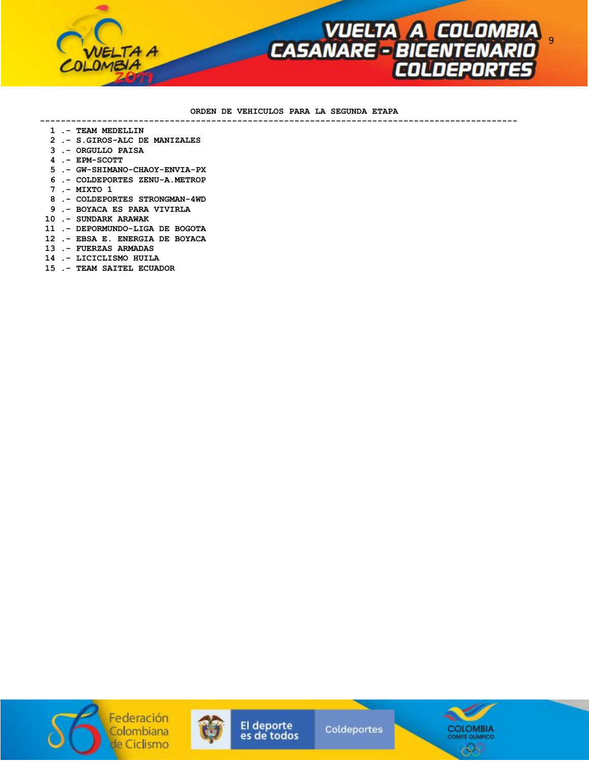**ORDEN DE VEHICULOS PARA LA SEGUNDA ETAPA**

---

1 .- TEAM MEDELLIN
2 .- S.GIROS-ALC DE MANIZALES
3 .- ORGULLO PAISA
4 .- EPM-SCOTT
5 .- GW-SHIMANO-CHAOY-ENVIA-PX
6 .- COLDEPORTES ZENU-A.METROP
7 .- MIXTO 1
8 .- COLDEPORTES STRONGMAN-4WD
9 .- BOYACA ES PARA VIVIRLA
10 .- SUNDARK ARAWAK
11 .- DEPORMUNDO-LIGA DE BOGOTA
12 .- EBSA E. ENERGIA DE BOYACA
13 .- FUERZAS ARMADAS
14 .- LICICLISMO HUILA
15 .- TEAM SAITEL ECUADOR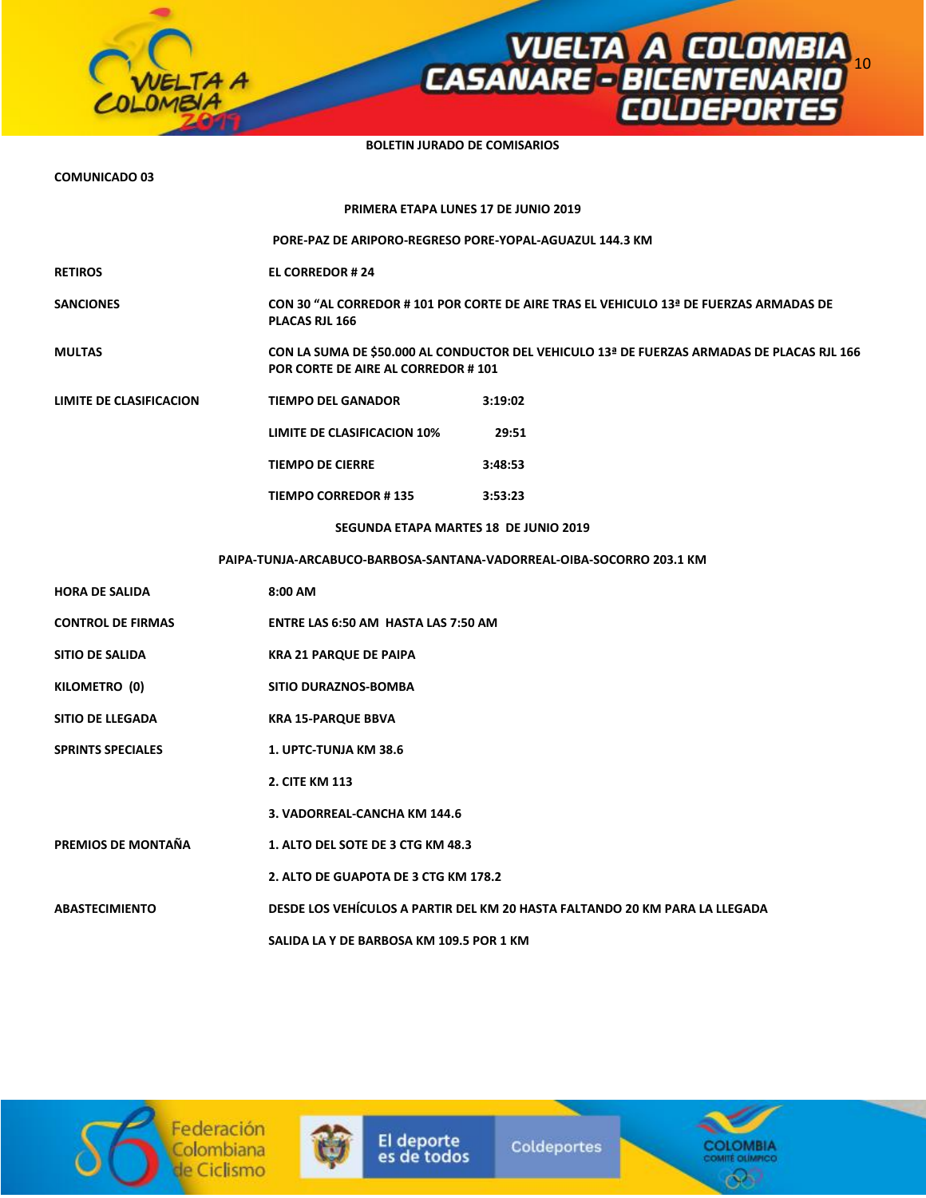**BOLETIN JURADO DE COMISARIOS**

**COMUNICADO 03**

**PRIMERA ETAPA LUNES 17 DE JUNIO 2019**

**PORE-PAZ DE ARIPORO-REGRESO PORE-YOPAL-AGUAZUL 144.3 KM**

| | | |
|---|---|---|
| **RETIROS** | **EL CORREDOR # 24** | |
| **SANCIONES** | **CON 30 "AL CORREDOR # 101 POR CORTE DE AIRE TRAS EL VEHICULO 13ª DE FUERZAS ARMADAS DE PLACAS RJL 166** | |
| **MULTAS** | **CON LA SUMA DE $50.000 AL CONDUCTOR DEL VEHICULO 13ª DE FUERZAS ARMADAS DE PLACAS RJL 166 POR CORTE DE AIRE AL CORREDOR # 101** | |
| **LIMITE DE CLASIFICACION** | **TIEMPO DEL GANADOR** | **3:19:02** |
| | **LIMITE DE CLASIFICACION 10%** | **29:51** |
| | **TIEMPO DE CIERRE** | **3:48:53** |
| | **TIEMPO CORREDOR # 135** | **3:53:23** |

**SEGUNDA ETAPA MARTES 18 DE JUNIO 2019**

**PAIPA-TUNJA-ARCABUCO-BARBOSA-SANTANA-VADORREAL-OIBA-SOCORRO 203.1 KM**

| | |
|---|---|
| **HORA DE SALIDA** | **8:00 AM** |
| **CONTROL DE FIRMAS** | **ENTRE LAS 6:50 AM HASTA LAS 7:50 AM** |
| **SITIO DE SALIDA** | **KRA 21 PARQUE DE PAIPA** |
| **KILOMETRO (0)** | **SITIO DURAZNOS-BOMBA** |
| **SITIO DE LLEGADA** | **KRA 15-PARQUE BBVA** |
| **SPRINTS SPECIALES** | **1. UPTC-TUNJA KM 38.6** |
| | **2. CITE KM 113** |
| | **3. VADORREAL-CANCHA KM 144.6** |
| **PREMIOS DE MONTAÑA** | **1. ALTO DEL SOTE DE 3 CTG KM 48.3** |
| | **2. ALTO DE GUAPOTA DE 3 CTG KM 178.2** |
| **ABASTECIMIENTO** | **DESDE LOS VEHÍCULOS A PARTIR DEL KM 20 HASTA FALTANDO 20 KM PARA LA LLEGADA** |
| | **SALIDA LA Y DE BARBOSA KM 109.5 POR 1 KM** |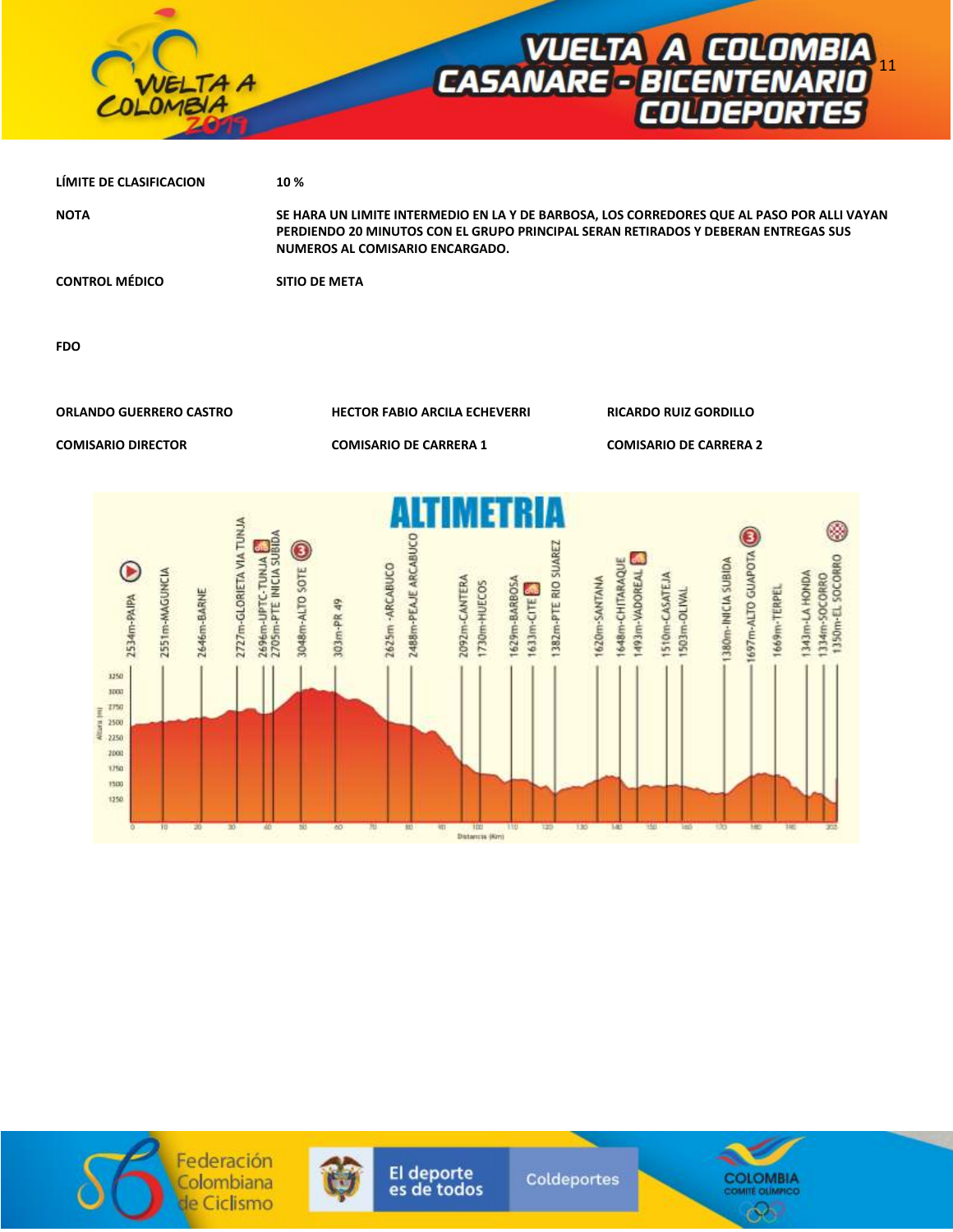| | |
|---|---|
| **LÍMITE DE CLASIFICACION** | **10 %** |
| **NOTA** | **SE HARA UN LIMITE INTERMEDIO EN LA Y DE BARBOSA, LOS CORREDORES QUE AL PASO POR ALLI VAYAN PERDIENDO 20 MINUTOS CON EL GRUPO PRINCIPAL SERAN RETIRADOS Y DEBERAN ENTREGAS SUS NUMEROS AL COMISARIO ENCARGADO.** |
| **CONTROL MÉDICO** | **SITIO DE META** |

**FDO**

| | | |
|---|---|---|
| **ORLANDO GUERRERO CASTRO** | **HECTOR FABIO ARCILA ECHEVERRI** | **RICARDO RUIZ GORDILLO** |
| **COMISARIO DIRECTOR** | **COMISARIO DE CARRERA 1** | **COMISARIO DE CARRERA 2** |

## ALTIMETRIA

2534m-PAIPA, 2551m-MAGUNCIA, 2646m-BARNE, 2727m-GLORIETA VIA TUNJA, 2696m-UPTC-TUNJA, 2705m-PTE INICIA SUBIDA, 3048m-ALTO SOTE, 303m-PR 49, 2625m -ARCABUCO, 2488m-PEAJE ARCABUCO, 2092m-CANTERA, 1730m-HUECOS, 1629m-BARBOSA, 1633m-CITE, 1382m-PTE RIO SUAREZ, 1620m-SANTANA, 1648m-CHITARAQUE, 1493m-VADOREAL, 1510m-CASATEJA, 1503m-OLIVAL, 1380m-INICIA SUBIDA, 1697m-ALTO GUAPOTA, 1669m-TERPEL, 1343m-LA HONDA, 1334m-SOCORRO, 1350m-EL SOCORRO

Altura (m) — Distancia (Km)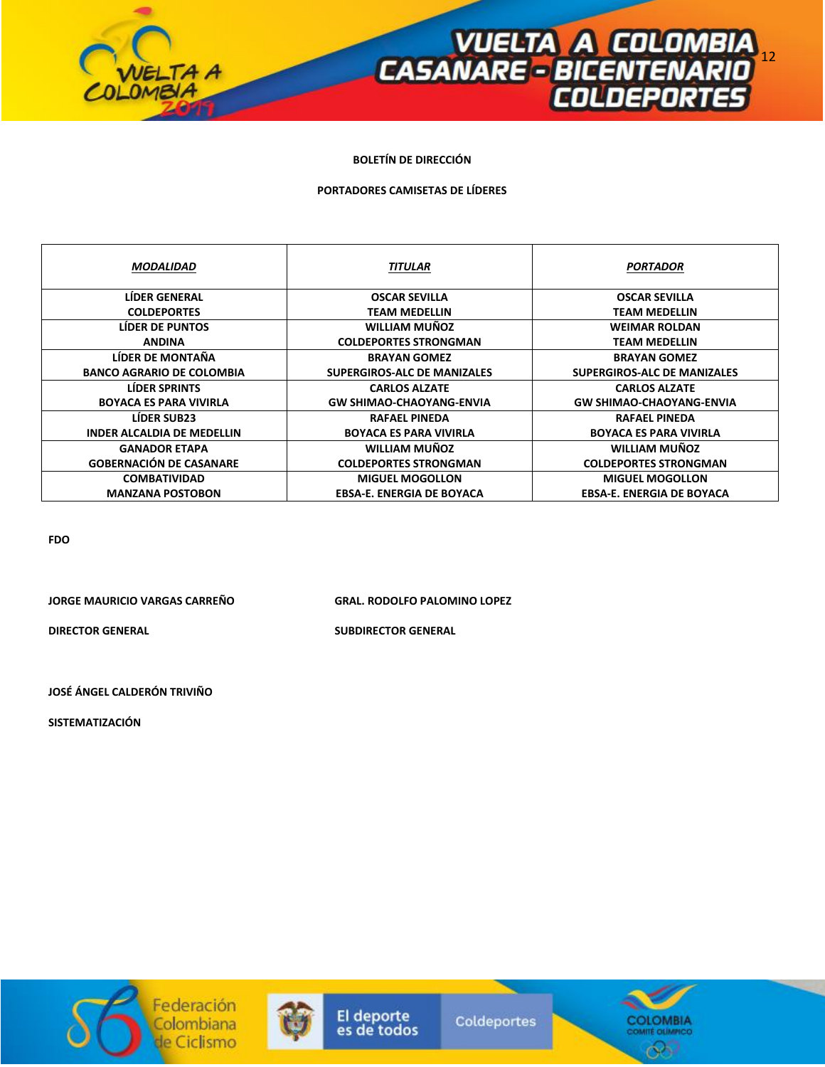**BOLETÍN DE DIRECCIÓN**

**PORTADORES CAMISETAS DE LÍDERES**

| ***MODALIDAD*** | ***TITULAR*** | ***PORTADOR*** |
|---|---|---|
| **LÍDER GENERAL COLDEPORTES** | **OSCAR SEVILLA TEAM MEDELLIN** | **OSCAR SEVILLA TEAM MEDELLIN** |
| **LÍDER DE PUNTOS ANDINA** | **WILLIAM MUÑOZ COLDEPORTES STRONGMAN** | **WEIMAR ROLDAN TEAM MEDELLIN** |
| **LÍDER DE MONTAÑA BANCO AGRARIO DE COLOMBIA** | **BRAYAN GOMEZ SUPERGIROS-ALC DE MANIZALES** | **BRAYAN GOMEZ SUPERGIROS-ALC DE MANIZALES** |
| **LÍDER SPRINTS BOYACA ES PARA VIVIRLA** | **CARLOS ALZATE GW SHIMAO-CHAOYANG-ENVIA** | **CARLOS ALZATE GW SHIMAO-CHAOYANG-ENVIA** |
| **LÍDER SUB23 INDER ALCALDIA DE MEDELLIN** | **RAFAEL PINEDA BOYACA ES PARA VIVIRLA** | **RAFAEL PINEDA BOYACA ES PARA VIVIRLA** |
| **GANADOR ETAPA GOBERNACIÓN DE CASANARE** | **WILLIAM MUÑOZ COLDEPORTES STRONGMAN** | **WILLIAM MUÑOZ COLDEPORTES STRONGMAN** |
| **COMBATIVIDAD MANZANA POSTOBON** | **MIGUEL MOGOLLON EBSA-E. ENERGIA DE BOYACA** | **MIGUEL MOGOLLON EBSA-E. ENERGIA DE BOYACA** |

**FDO**

**JORGE MAURICIO VARGAS CARREÑO** — **DIRECTOR GENERAL**

**GRAL. RODOLFO PALOMINO LOPEZ** — **SUBDIRECTOR GENERAL**

**JOSÉ ÁNGEL CALDERÓN TRIVIÑO**

**SISTEMATIZACIÓN**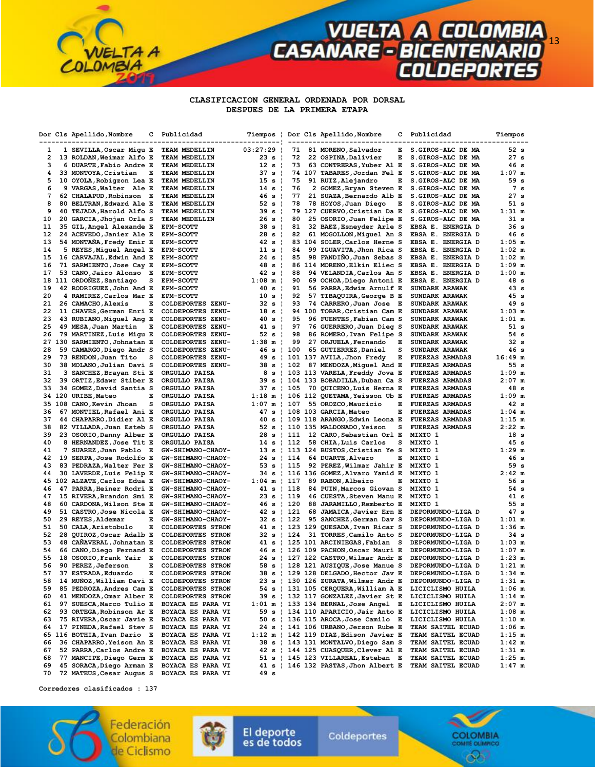## CLASIFICACION GENERAL ORDENADA POR DORSAL
## DESPUES DE LA PRIMERA ETAPA

| Dor | Cls | Apellido,Nombre | C | Publicidad | Tiempos | Dor | Cls | Apellido,Nombre | C | Publicidad | Tiempos |
|---|---|---|---|---|---|---|---|---|---|---|---|
| 1 | 1 | SEVILLA,Oscar Migu | E | TEAM MEDELLIN | 03:27:29 | 71 | 81 | MORENO,Salvador | E | S.GIROS-ALC DE MA | 52 s |
| 2 | 13 | ROLDAN,Weimar Alfo | E | TEAM MEDELLIN | 23 s | 72 | 22 | OSPINA,Dalivier | E | S.GIROS-ALC DE MA | 27 s |
| 3 | 6 | DUARTE,Fabio Andre | E | TEAM MEDELLIN | 12 s | 73 | 63 | CONTRERAS,Yuber Al | E | S.GIROS-ALC DE MA | 46 s |
| 4 | 33 | MONTOYA,Cristian | E | TEAM MEDELLIN | 37 s | 74 | 107 | TABARES,Jordan Fel | E | S.GIROS-ALC DE MA | 1:07 m |
| 5 | 10 | OYOLA,Robigzon Lea | E | TEAM MEDELLIN | 15 s | 75 | 91 | RUIZ,Alejandro | E | S.GIROS-ALC DE MA | 59 s |
| 6 | 9 | VARGAS,Walter Ale | E | TEAM MEDELLIN | 14 s | 76 | 2 | GOMEZ,Bryan Steven | E | S.GIROS-ALC DE MA | 7 s |
| 7 | 62 | CHALAPUD,Robinson | E | TEAM MEDELLIN | 46 s | 77 | 21 | SUAZA,Bernardo Alb | E | S.GIROS-ALC DE MA | 27 s |
| 8 | 80 | BELTRAN,Edward Ale | E | TEAM MEDELLIN | 52 s | 78 | 78 | HOYOS,Juan Diego | E | S.GIROS-ALC DE MA | 51 s |
| 9 | 40 | TEJADA,Harold Alfo | S | TEAM MEDELLIN | 39 s | 79 | 127 | CUERVO,Cristian Da | E | S.GIROS-ALC DE MA | 1:31 m |
| 10 | 20 | GARCIA,Jhojan Orla | S | TEAM MEDELLIN | 26 s | 80 | 25 | OSORIO,Juan Felipe | E | S.GIROS-ALC DE MA | 31 s |
| 11 | 35 | GIL,Angel Alexande | E | EPM-SCOTT | 38 s | 81 | 32 | BAEZ,Esneyder Arle | S | EBSA E. ENERGIA D | 36 s |
| 12 | 24 | ACEVEDO,Janier Ale | E | EPM-SCOTT | 28 s | 82 | 61 | MOGOLLON,Miguel An | S | EBSA E. ENERGIA D | 46 s |
| 13 | 54 | MONTAÑA,Fredy Emir | E | EPM-SCOTT | 42 s | 83 | 104 | SOLER,Carlos Herne | S | EBSA E. ENERGIA D | 1:05 m |
| 14 | 5 | REYES,Miguel Angel | E | EPM-SCOTT | 11 s | 84 | 99 | IGUAVITA,Jhon Rica | S | EBSA E. ENERGIA D | 1:02 m |
| 15 | 16 | CARVAJAL,Edwin And | E | EPM-SCOTT | 24 s | 85 | 98 | FANDIÑO,Juan Sebas | S | EBSA E. ENERGIA D | 1:02 m |
| 16 | 71 | SARMIENTO,Jose Cay | E | EPM-SCOTT | 48 s | 86 | 114 | MORENO,Elkin Eliec | S | EBSA E. ENERGIA D | 1:09 m |
| 17 | 53 | CANO,Jairo Alonso | E | EPM-SCOTT | 42 s | 88 | 94 | VELANDIA,Carlos An | S | EBSA E. ENERGIA D | 1:00 m |
| 18 | 111 | ORDOÑEZ,Santiago | S | EPM-SCOTT | 1:08 m | 90 | 69 | OCHOA,Diego Antoni | E | EBSA E. ENERGIA D | 48 s |
| 19 | 42 | RODRIGUEZ,John And | E | EPM-SCOTT | 40 s | 91 | 56 | PARRA,Edwim Arnulf | E | SUNDARK ARAWAK | 43 s |
| 20 | 4 | RAMIREZ,Carlos Mar | E | EPM-SCOTT | 10 s | 92 | 57 | TIBAQUIRA,George B | E | SUNDARK ARAWAK | 45 s |
| 21 | 26 | CAMACHO,Alexis | E | COLDEPORTES ZENU- | 32 s | 93 | 74 | CARRERO,Juan Jose | E | SUNDARK ARAWAK | 49 s |
| 22 | 11 | CHAVES,German Enri | E | COLDEPORTES ZENU- | 18 s | 94 | 100 | TOBAR,Cristian Cam | E | SUNDARK ARAWAK | 1:03 m |
| 23 | 43 | RUBIANO,Miguel Ang | E | COLDEPORTES ZENU- | 40 s | 95 | 96 | FUENTES,Fabian Cam | S | SUNDARK ARAWAK | 1:01 m |
| 25 | 49 | MESA,Juan Martin | E | COLDEPORTES ZENU- | 41 s | 97 | 76 | GUERRERO,Juan Dieg | S | SUNDARK ARAWAK | 51 s |
| 26 | 79 | MARTINEZ,Luis Migu | E | COLDEPORTES ZENU- | 52 s | 98 | 86 | ROMERO,Ivan Felipe | S | SUNDARK ARAWAK | 54 s |
| 27 | 130 | SARMIENTO,Johnatan | E | COLDEPORTES ZENU- | 1:38 m | 99 | 27 | ORJUELA,Fernando | E | SUNDARK ARAWAK | 32 s |
| 28 | 59 | CAMARGO,Diego Andr | S | COLDEPORTES ZENU- | 46 s | 100 | 65 | GUTIERREZ,Daniel | S | SUNDARK ARAWAK | 46 s |
| 29 | 73 | RENDON,Juan Tito | S | COLDEPORTES ZENU- | 49 s | 101 | 137 | AVILA,Jhon Fredy | E | FUERZAS ARMADAS | 16:49 m |
| 30 | 38 | MOLANO,Julian Davi | S | COLDEPORTES ZENU- | 38 s | 102 | 87 | MENDOZA,Miguel And | E | FUERZAS ARMADAS | 55 s |
| 31 | 3 | SANCHEZ,Brayan Sti | E | ORGULLO PAISA | 8 s | 103 | 113 | VARELA,Freddy Jova | E | FUERZAS ARMADAS | 1:09 m |
| 32 | 39 | ORTIZ,Edawr Stiber | E | ORGULLO PAISA | 39 s | 104 | 133 | BOBADILLA,Duban Ca | S | FUERZAS ARMADAS | 2:07 m |
| 33 | 34 | GOMEZ,David Santia | S | ORGULLO PAISA | 37 s | 105 | 70 | QUICENO,Luis Herna | E | FUERZAS ARMADAS | 48 s |
| 34 | 120 | URIBE,Mateo | E | ORGULLO PAISA | 1:18 m | 106 | 112 | QUETAMA,Yeisson Ub | E | FUERZAS ARMADAS | 1:09 m |
| 35 | 108 | CANO,Kevin Jhoan | S | ORGULLO PAISA | 1:07 m | 107 | 55 | OROZCO,Mauricio | E | FUERZAS ARMADAS | 42 s |
| 36 | 67 | MONTIEL,Rafael Ani | E | ORGULLO PAISA | 47 s | 108 | 103 | GARCIA,Mateo | E | FUERZAS ARMADAS | 1:04 m |
| 37 | 44 | CHAPARRO,Didier Al | E | ORGULLO PAISA | 40 s | 109 | 118 | ARANGO,Edwin Leona | E | FUERZAS ARMADAS | 1:15 m |
| 38 | 82 | VILLADA,Juan Esteb | S | ORGULLO PAISA | 52 s | 110 | 135 | MALDONADO,Yeison | S | FUERZAS ARMADAS | 2:22 m |
| 39 | 23 | OSORIO,Danny Alber | E | ORGULLO PAISA | 28 s | 111 | 12 | CARO,Sebastian Orl | E | MIXTO 1 | 18 s |
| 40 | 8 | HERNANDEZ,Jose Tit | E | ORGULLO PAISA | 14 s | 112 | 58 | CHIA,Luis Carlos | S | MIXTO 1 | 45 s |
| 41 | 7 | SUAREZ,Juan Pablo | E | GW-SHIMANO-CHAOY- | 13 s | 113 | 124 | BUSTOS,Cristian Ye | S | MIXTO 1 | 1:29 m |
| 42 | 19 | SERPA,Jose Rodolfo | E | GW-SHIMANO-CHAOY- | 24 s | 114 | 64 | DUARTE,Alvaro | E | MIXTO 1 | 46 s |
| 43 | 83 | PEDRAZA,Walter Fer | E | GW-SHIMANO-CHAOY- | 53 s | 115 | 92 | PEREZ,Wilmar Jahir | E | MIXTO 1 | 59 s |
| 44 | 30 | LAVERDE,Luis Felip | E | GW-SHIMANO-CHAOY- | 34 s | 116 | 136 | GOMEZ,Alvaro Yamid | E | MIXTO 1 | 2:42 m |
| 45 | 102 | ALZATE,Carlos Edua | E | GW-SHIMANO-CHAOY- | 1:04 m | 117 | 89 | RABON,Albeiro | E | MIXTO 1 | 56 s |
| 46 | 47 | PARRA,Heiner Rodri | E | GW-SHIMANO-CHAOY- | 41 s | 118 | 84 | PUIN,Marcos Giovan | S | MIXTO 1 | 54 s |
| 47 | 15 | RIVERA,Brandon Smi | E | GW-SHIMANO-CHAOY- | 23 s | 119 | 46 | CUESTA,Steven Manu | E | MIXTO 1 | 41 s |
| 48 | 60 | CARDONA,Wilson Ste | E | GW-SHIMANO-CHAOY- | 46 s | 120 | 88 | JARAMILLO,Remberto | E | MIXTO 1 | 55 s |
| 49 | 51 | CASTRO,Jose Nicola | E | GW-SHIMANO-CHAOY- | 42 s | 121 | 68 | JAMAICA,Javier Ern | E | DEPORMUNDO-LIGA D | 47 s |
| 50 | 29 | REYES,Aldemar | E | GW-SHIMANO-CHAOY- | 32 s | 122 | 95 | SANCHEZ,German Dav | S | DEPORMUNDO-LIGA D | 1:01 m |
| 51 | 50 | CALA,Aristobulo | E | COLDEPORTES STRON | 41 s | 123 | 129 | QUESADA,Ivan Ricar | S | DEPORMUNDO-LIGA D | 1:36 m |
| 52 | 28 | QUIROZ,Oscar Adalb | E | COLDEPORTES STRON | 32 s | 124 | 31 | TORRES,Camilo Anto | S | DEPORMUNDO-LIGA D | 34 s |
| 53 | 48 | CAÑAVERAL,Johnatan | E | COLDEPORTES STRON | 41 s | 125 | 101 | ARCINIEGAS,Fabian | S | DEPORMUNDO-LIGA D | 1:03 m |
| 54 | 66 | CANO,Diego Fernand | E | COLDEPORTES STRON | 46 s | 126 | 109 | PACHON,Oscar Mauri | E | DEPORMUNDO-LIGA D | 1:07 m |
| 55 | 18 | OSORIO,Frank Yair | E | COLDEPORTES STRON | 24 s | 127 | 122 | CASTRO,Wilmar Andr | E | DEPORMUNDO-LIGA D | 1:23 m |
| 56 | 90 | PEREZ,Jeferson | E | COLDEPORTES STRON | 58 s | 128 | 121 | AUSIQUE,Jose Manue | S | DEPORMUNDO-LIGA D | 1:21 m |
| 57 | 37 | ESTRADA,Eduardo | E | COLDEPORTES STRON | 38 s | 129 | 128 | DELGADO,Hector Jav | E | DEPORMUNDO-LIGA D | 1:34 m |
| 58 | 14 | MUÑOZ,William Davi | E | COLDEPORTES STRON | 23 s | 130 | 126 | ZURATA,Wilmer Andr | E | DEPORMUNDO-LIGA D | 1:31 m |
| 59 | 85 | PEDROZA,Andres Cam | E | COLDEPORTES STRON | 54 s | 131 | 105 | CERQUERA,William A | E | LICICLISMO HUILA | 1:06 m |
| 60 | 41 | MENDOZA,Omar Alber | E | COLDEPORTES STRON | 39 s | 132 | 117 | GONZALEZ,Javier St | E | LICICLISMO HUILA | 1:14 m |
| 61 | 97 | SUESCA,Marco Tulio | E | BOYACA ES PARA VI | 1:01 m | 133 | 134 | BERNAL,Jose Angel | E | LICICLISMO HUILA | 2:07 m |
| 62 | 93 | ORTEGA,Robinson Ar | E | BOYACA ES PARA VI | 59 s | 134 | 110 | APARICIO,Jair Anto | E | LICICLISMO HUILA | 1:08 m |
| 63 | 75 | RIVERA,Oscar Javie | E | BOYACA ES PARA VI | 50 s | 136 | 115 | AROCA,Jose Camilo | E | LICICLISMO HUILA | 1:10 m |
| 64 | 17 | PINEDA,Rafael Stev | S | BOYACA ES PARA VI | 24 s | 141 | 106 | URBANO,Jerson Rube | E | TEAM SAITEL ECUAD | 1:06 m |
| 65 | 116 | BOTHIA,Ivan Dario | E | BOYACA ES PARA VI | 1:12 m | 142 | 119 | DIAZ,Edison Javier | E | TEAM SAITEL ECUAD | 1:15 m |
| 66 | 36 | CHAPARRO,Yeison An | E | BOYACA ES PARA VI | 38 s | 143 | 131 | MONTALVO,Diego Sam | S | TEAM SAITEL ECUAD | 1:42 m |
| 67 | 52 | PARRA,Carlos Andre | E | BOYACA ES PARA VI | 42 s | 144 | 125 | CUASQUER,Clever Al | E | TEAM SAITEL ECUAD | 1:31 m |
| 68 | 77 | MANCIPE,Diego Germ | E | BOYACA ES PARA VI | 51 s | 145 | 123 | VILLAREAL,Esteban | E | TEAM SAITEL ECUAD | 1:25 m |
| 69 | 45 | SORACA,Diego Arman | E | BOYACA ES PARA VI | 41 s | 146 | 132 | PASTAS,Jhon Albert | E | TEAM SAITEL ECUAD | 1:47 m |
| 70 | 72 | MATEUS,Cesar Augus | S | BOYACA ES PARA VI | 49 s | | | | | | |

Corredores clasificados : 137